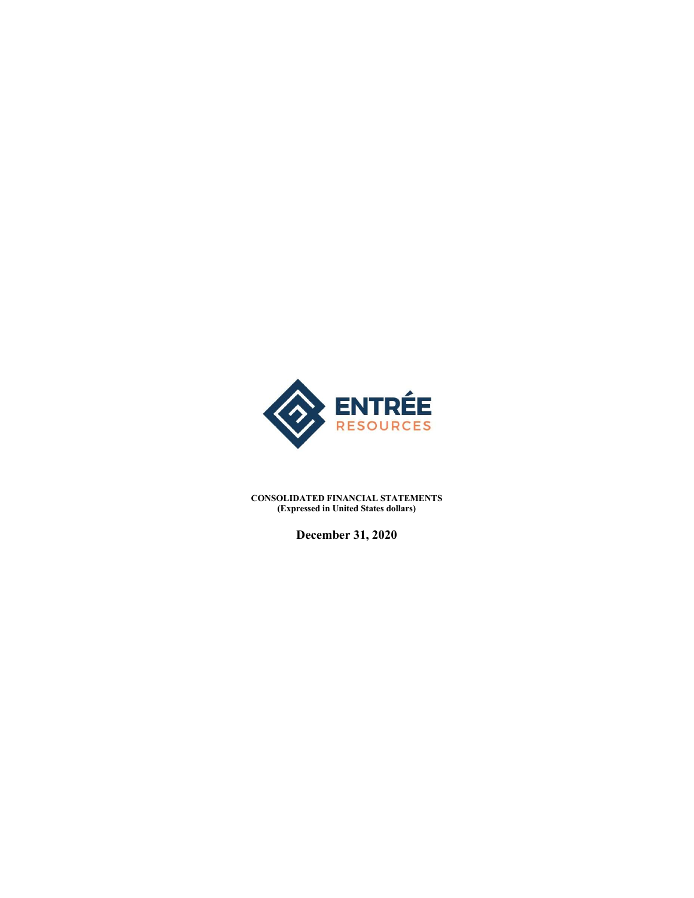ENTRÉE RESOURCES

**CONSOLIDATED FINANCIAL STATEMENTS**
**(Expressed in United States dollars)**

**December 31, 2020**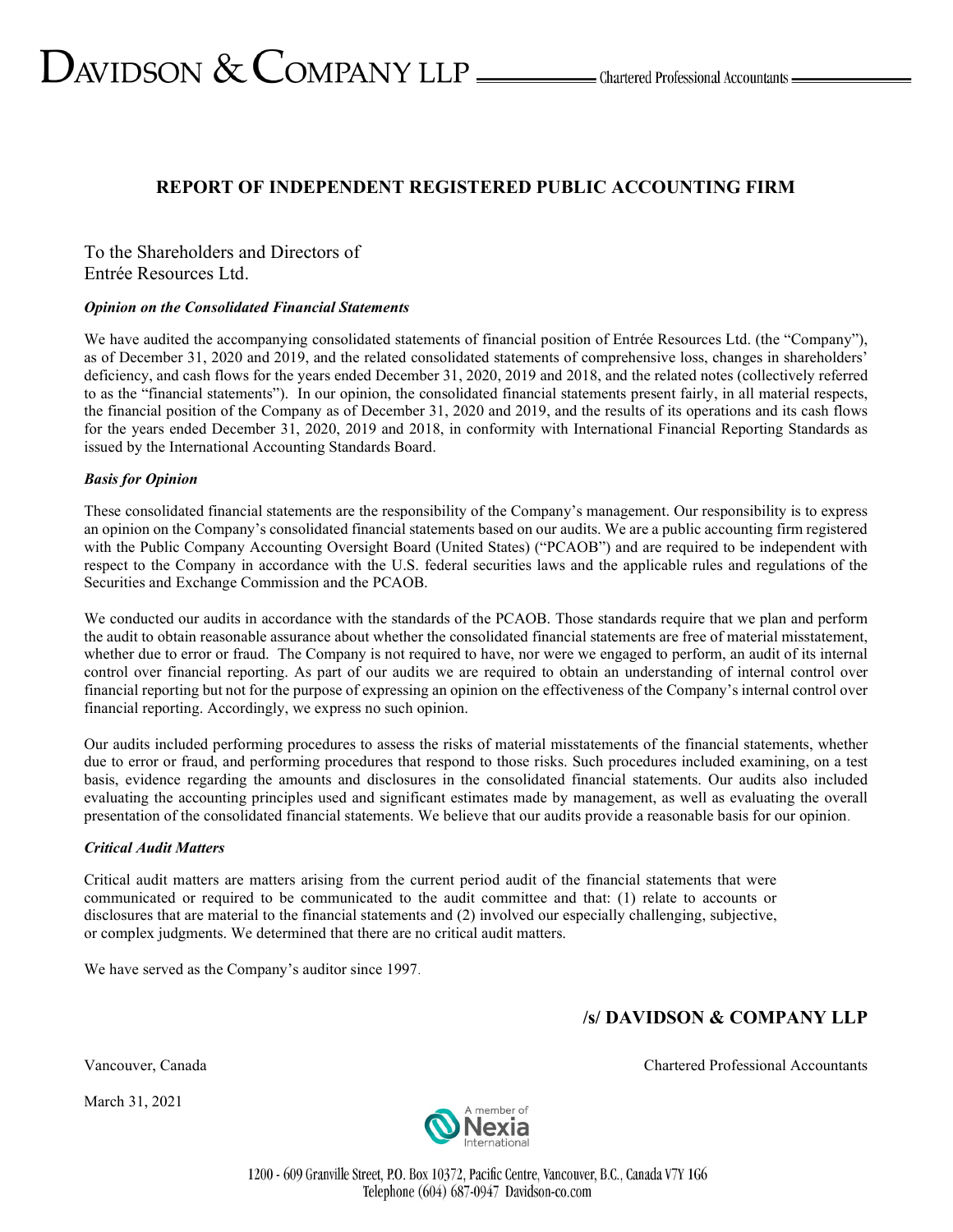DAVIDSON & COMPANY LLP — Chartered Professional Accountants

## REPORT OF INDEPENDENT REGISTERED PUBLIC ACCOUNTING FIRM

To the Shareholders and Directors of
Entrée Resources Ltd.

### *Opinion on the Consolidated Financial Statements*

We have audited the accompanying consolidated statements of financial position of Entrée Resources Ltd. (the "Company"), as of December 31, 2020 and 2019, and the related consolidated statements of comprehensive loss, changes in shareholders' deficiency, and cash flows for the years ended December 31, 2020, 2019 and 2018, and the related notes (collectively referred to as the "financial statements"). In our opinion, the consolidated financial statements present fairly, in all material respects, the financial position of the Company as of December 31, 2020 and 2019, and the results of its operations and its cash flows for the years ended December 31, 2020, 2019 and 2018, in conformity with International Financial Reporting Standards as issued by the International Accounting Standards Board.

### *Basis for Opinion*

These consolidated financial statements are the responsibility of the Company's management. Our responsibility is to express an opinion on the Company's consolidated financial statements based on our audits. We are a public accounting firm registered with the Public Company Accounting Oversight Board (United States) ("PCAOB") and are required to be independent with respect to the Company in accordance with the U.S. federal securities laws and the applicable rules and regulations of the Securities and Exchange Commission and the PCAOB.

We conducted our audits in accordance with the standards of the PCAOB. Those standards require that we plan and perform the audit to obtain reasonable assurance about whether the consolidated financial statements are free of material misstatement, whether due to error or fraud. The Company is not required to have, nor were we engaged to perform, an audit of its internal control over financial reporting. As part of our audits we are required to obtain an understanding of internal control over financial reporting but not for the purpose of expressing an opinion on the effectiveness of the Company's internal control over financial reporting. Accordingly, we express no such opinion.

Our audits included performing procedures to assess the risks of material misstatements of the financial statements, whether due to error or fraud, and performing procedures that respond to those risks. Such procedures included examining, on a test basis, evidence regarding the amounts and disclosures in the consolidated financial statements. Our audits also included evaluating the accounting principles used and significant estimates made by management, as well as evaluating the overall presentation of the consolidated financial statements. We believe that our audits provide a reasonable basis for our opinion.

### *Critical Audit Matters*

Critical audit matters are matters arising from the current period audit of the financial statements that were communicated or required to be communicated to the audit committee and that: (1) relate to accounts or disclosures that are material to the financial statements and (2) involved our especially challenging, subjective, or complex judgments. We determined that there are no critical audit matters.

We have served as the Company's auditor since 1997.

**/s/ DAVIDSON & COMPANY LLP**

Vancouver, Canada

Chartered Professional Accountants

March 31, 2021

A member of Nexia International

1200 - 609 Granville Street, P.O. Box 10372, Pacific Centre, Vancouver, B.C., Canada V7Y 1G6
Telephone (604) 687-0947 Davidson-co.com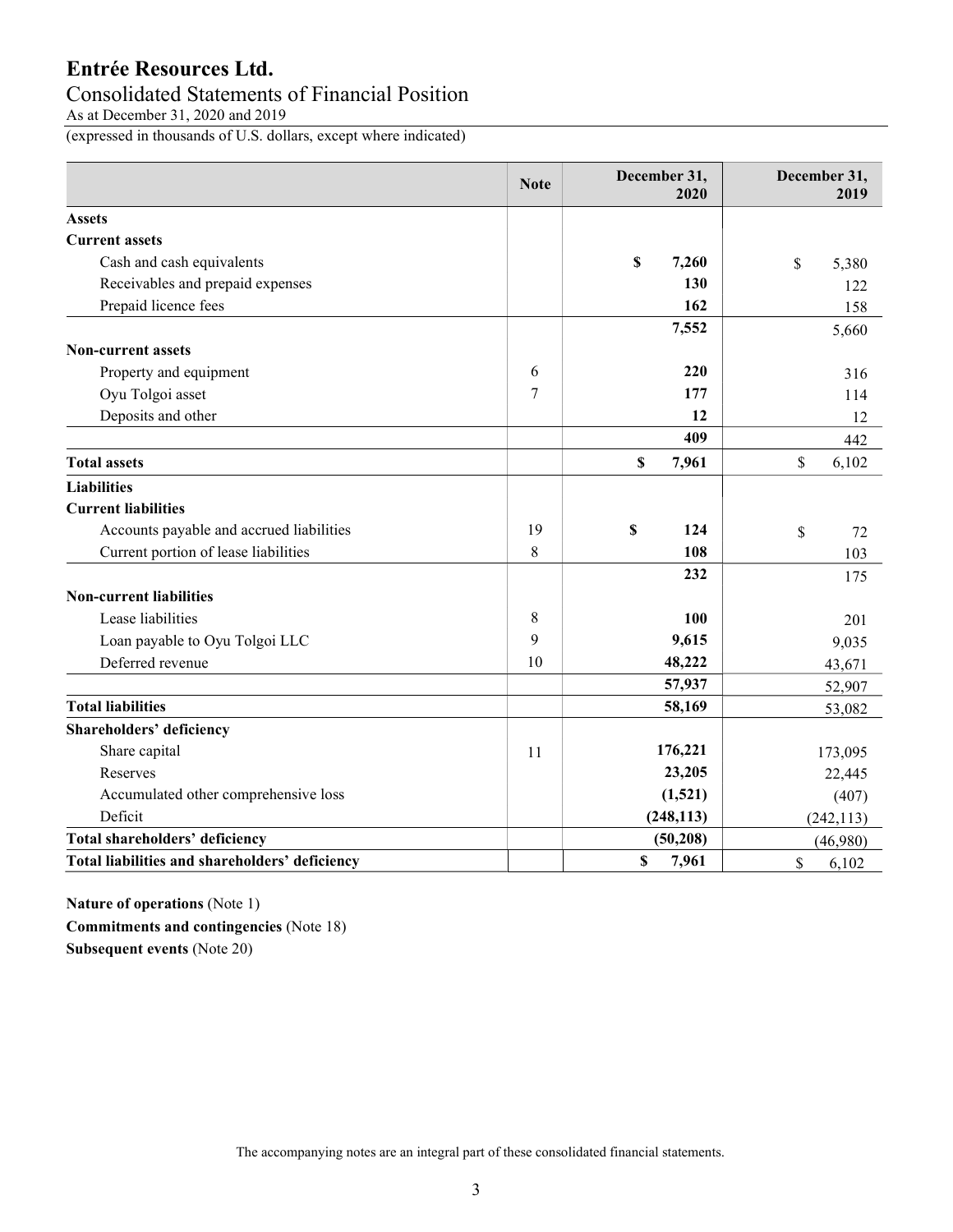# Entrée Resources Ltd.

## Consolidated Statements of Financial Position

As at December 31, 2020 and 2019

(expressed in thousands of U.S. dollars, except where indicated)

| | Note | December 31, 2020 | December 31, 2019 |
|---|---|---|---|
| **Assets** | | | |
| **Current assets** | | | |
| Cash and cash equivalents | | **$ 7,260** | $ 5,380 |
| Receivables and prepaid expenses | | **130** | 122 |
| Prepaid licence fees | | **162** | 158 |
| | | **7,552** | 5,660 |
| **Non-current assets** | | | |
| Property and equipment | 6 | **220** | 316 |
| Oyu Tolgoi asset | 7 | **177** | 114 |
| Deposits and other | | **12** | 12 |
| | | **409** | 442 |
| **Total assets** | | **$ 7,961** | $ 6,102 |
| **Liabilities** | | | |
| **Current liabilities** | | | |
| Accounts payable and accrued liabilities | 19 | **$ 124** | $ 72 |
| Current portion of lease liabilities | 8 | **108** | 103 |
| | | **232** | 175 |
| **Non-current liabilities** | | | |
| Lease liabilities | 8 | **100** | 201 |
| Loan payable to Oyu Tolgoi LLC | 9 | **9,615** | 9,035 |
| Deferred revenue | 10 | **48,222** | 43,671 |
| | | **57,937** | 52,907 |
| **Total liabilities** | | **58,169** | 53,082 |
| **Shareholders' deficiency** | | | |
| Share capital | 11 | **176,221** | 173,095 |
| Reserves | | **23,205** | 22,445 |
| Accumulated other comprehensive loss | | **(1,521)** | (407) |
| Deficit | | **(248,113)** | (242,113) |
| **Total shareholders' deficiency** | | **(50,208)** | (46,980) |
| **Total liabilities and shareholders' deficiency** | | **$ 7,961** | $ 6,102 |

**Nature of operations** (Note 1)

**Commitments and contingencies** (Note 18)

**Subsequent events** (Note 20)

The accompanying notes are an integral part of these consolidated financial statements.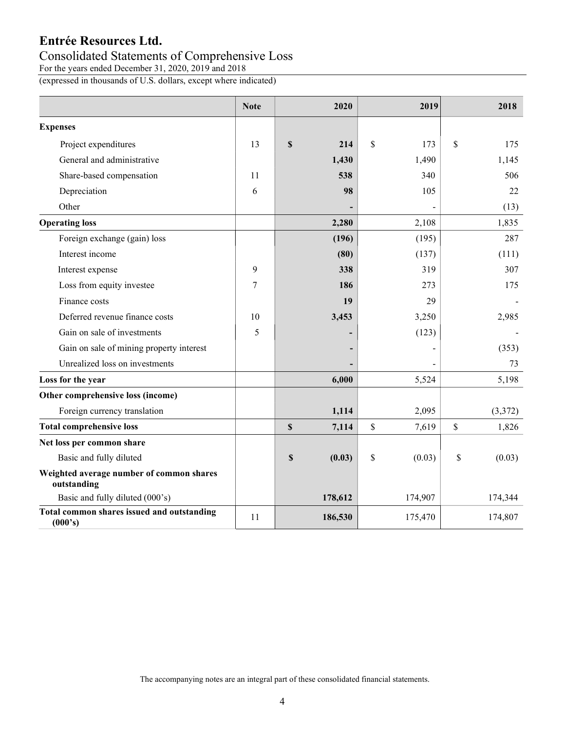# Entrée Resources Ltd.

## Consolidated Statements of Comprehensive Loss

For the years ended December 31, 2020, 2019 and 2018

(expressed in thousands of U.S. dollars, except where indicated)

| | Note | 2020 | 2019 | 2018 |
|---|---|---|---|---|
| **Expenses** | | | | |
| Project expenditures | 13 | **$ 214** | $ 173 | $ 175 |
| General and administrative | | **1,430** | 1,490 | 1,145 |
| Share-based compensation | 11 | **538** | 340 | 506 |
| Depreciation | 6 | **98** | 105 | 22 |
| Other | | **-** | - | (13) |
| **Operating loss** | | **2,280** | 2,108 | 1,835 |
| Foreign exchange (gain) loss | | **(196)** | (195) | 287 |
| Interest income | | **(80)** | (137) | (111) |
| Interest expense | 9 | **338** | 319 | 307 |
| Loss from equity investee | 7 | **186** | 273 | 175 |
| Finance costs | | **19** | 29 | - |
| Deferred revenue finance costs | 10 | **3,453** | 3,250 | 2,985 |
| Gain on sale of investments | 5 | **-** | (123) | - |
| Gain on sale of mining property interest | | **-** | - | (353) |
| Unrealized loss on investments | | **-** | - | 73 |
| **Loss for the year** | | **6,000** | 5,524 | 5,198 |
| **Other comprehensive loss (income)** | | | | |
| Foreign currency translation | | **1,114** | 2,095 | (3,372) |
| **Total comprehensive loss** | | **$ 7,114** | $ 7,619 | $ 1,826 |
| **Net loss per common share** | | | | |
| Basic and fully diluted | | **$ (0.03)** | $ (0.03) | $ (0.03) |
| **Weighted average number of common shares outstanding** | | | | |
| Basic and fully diluted (000's) | | **178,612** | 174,907 | 174,344 |
| **Total common shares issued and outstanding (000's)** | 11 | **186,530** | 175,470 | 174,807 |

The accompanying notes are an integral part of these consolidated financial statements.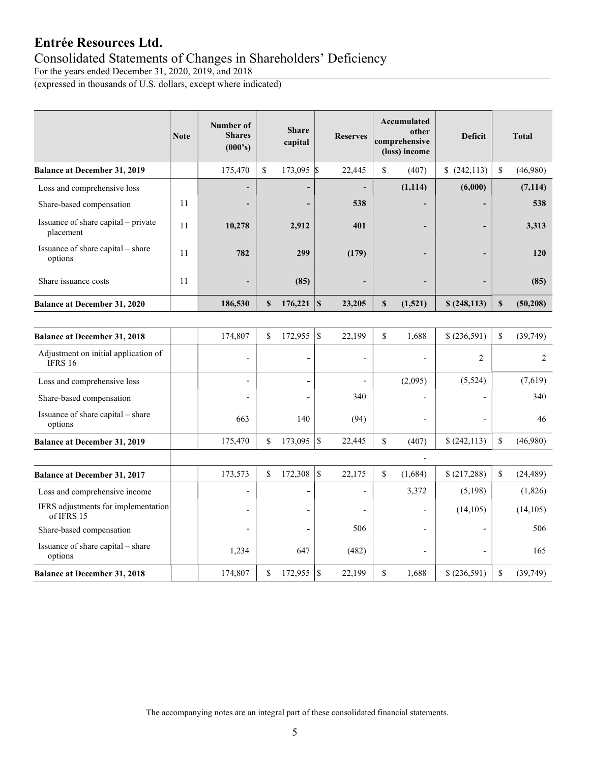# Entrée Resources Ltd.

## Consolidated Statements of Changes in Shareholders' Deficiency

For the years ended December 31, 2020, 2019, and 2018

(expressed in thousands of U.S. dollars, except where indicated)

| | Note | Number of Shares (000's) | Share capital | Reserves | Accumulated other comprehensive (loss) income | Deficit | Total |
|---|---|---|---|---|---|---|---|
| **Balance at December 31, 2019** | | 175,470 | $ 173,095 | $ 22,445 | $ (407) | $ (242,113) | $ (46,980) |
| Loss and comprehensive loss | | **-** | **-** | **-** | **(1,114)** | **(6,000)** | **(7,114)** |
| Share-based compensation | 11 | **-** | **-** | **538** | **-** | **-** | **538** |
| Issuance of share capital – private placement | 11 | **10,278** | **2,912** | **401** | **-** | **-** | **3,313** |
| Issuance of share capital – share options | 11 | **782** | **299** | **(179)** | **-** | **-** | **120** |
| Share issuance costs | 11 | **-** | **(85)** | **-** | **-** | **-** | **(85)** |
| **Balance at December 31, 2020** | | **186,530** | **$ 176,221** | **$ 23,205** | **$ (1,521)** | **$ (248,113)** | **$ (50,208)** |
| | | | | | | | |
| **Balance at December 31, 2018** | | 174,807 | $ 172,955 | $ 22,199 | $ 1,688 | $ (236,591) | $ (39,749) |
| Adjustment on initial application of IFRS 16 | | - | - | - | - | 2 | 2 |
| Loss and comprehensive loss | | - | - | - | (2,095) | (5,524) | (7,619) |
| Share-based compensation | | - | - | 340 | - | - | 340 |
| Issuance of share capital – share options | | 663 | 140 | (94) | - | - | 46 |
| **Balance at December 31, 2019** | | 175,470 | $ 173,095 | $ 22,445 | $ (407) | $ (242,113) | $ (46,980) |
| | | | | | - | | |
| **Balance at December 31, 2017** | | 173,573 | $ 172,308 | $ 22,175 | $ (1,684) | $ (217,288) | $ (24,489) |
| Loss and comprehensive income | | - | - | - | 3,372 | (5,198) | (1,826) |
| IFRS adjustments for implementation of IFRS 15 | | - | - | - | - | (14,105) | (14,105) |
| Share-based compensation | | - | - | 506 | - | - | 506 |
| Issuance of share capital – share options | | 1,234 | 647 | (482) | - | - | 165 |
| **Balance at December 31, 2018** | | 174,807 | $ 172,955 | $ 22,199 | $ 1,688 | $ (236,591) | $ (39,749) |

The accompanying notes are an integral part of these consolidated financial statements.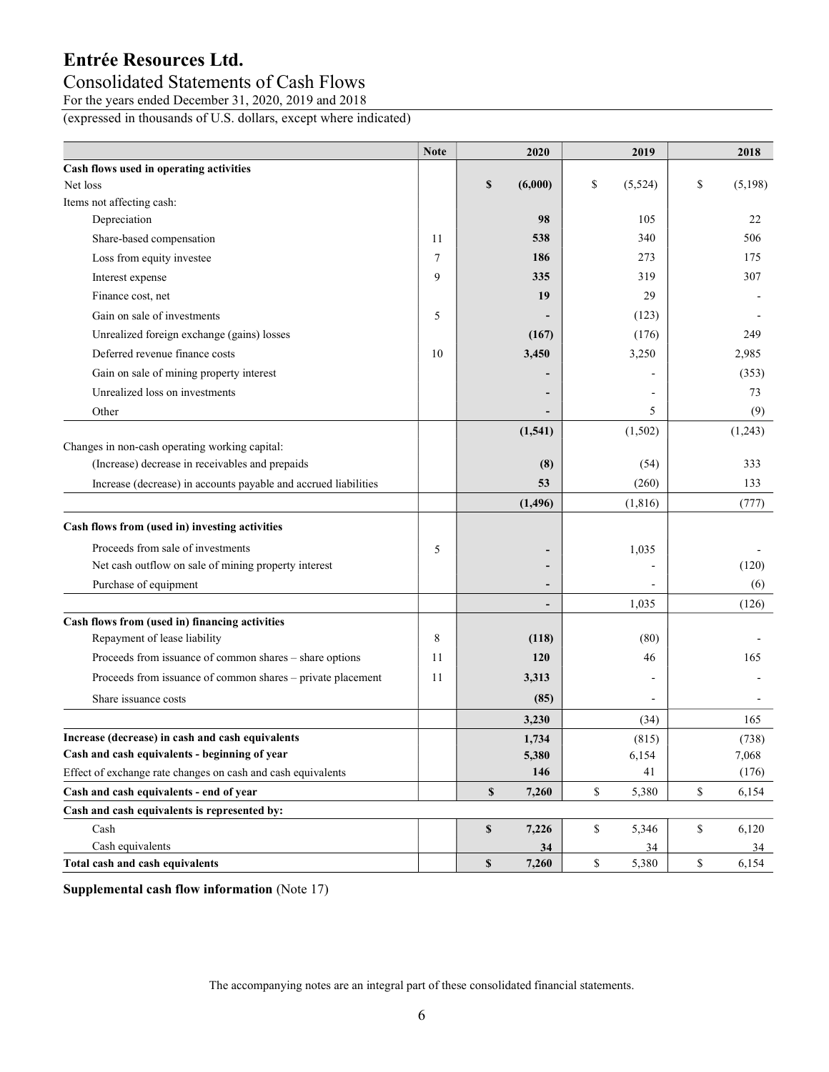# Entrée Resources Ltd.

## Consolidated Statements of Cash Flows

For the years ended December 31, 2020, 2019 and 2018

(expressed in thousands of U.S. dollars, except where indicated)

| | Note | 2020 | 2019 | 2018 |
|---|---|---|---|---|
| **Cash flows used in operating activities** | | | | |
| Net loss | | $ (6,000) | $ (5,524) | $ (5,198) |
| Items not affecting cash: | | | | |
| Depreciation | | 98 | 105 | 22 |
| Share-based compensation | 11 | 538 | 340 | 506 |
| Loss from equity investee | 7 | 186 | 273 | 175 |
| Interest expense | 9 | 335 | 319 | 307 |
| Finance cost, net | | 19 | 29 | - |
| Gain on sale of investments | 5 | - | (123) | - |
| Unrealized foreign exchange (gains) losses | | (167) | (176) | 249 |
| Deferred revenue finance costs | 10 | 3,450 | 3,250 | 2,985 |
| Gain on sale of mining property interest | | - | - | (353) |
| Unrealized loss on investments | | - | - | 73 |
| Other | | - | 5 | (9) |
| | | (1,541) | (1,502) | (1,243) |
| Changes in non-cash operating working capital: | | | | |
| (Increase) decrease in receivables and prepaids | | (8) | (54) | 333 |
| Increase (decrease) in accounts payable and accrued liabilities | | 53 | (260) | 133 |
| | | (1,496) | (1,816) | (777) |
| **Cash flows from (used in) investing activities** | | | | |
| Proceeds from sale of investments | 5 | - | 1,035 | - |
| Net cash outflow on sale of mining property interest | | - | - | (120) |
| Purchase of equipment | | - | - | (6) |
| | | - | 1,035 | (126) |
| **Cash flows from (used in) financing activities** | | | | |
| Repayment of lease liability | 8 | (118) | (80) | - |
| Proceeds from issuance of common shares – share options | 11 | 120 | 46 | 165 |
| Proceeds from issuance of common shares – private placement | 11 | 3,313 | - | - |
| Share issuance costs | | (85) | - | - |
| | | 3,230 | (34) | 165 |
| **Increase (decrease) in cash and cash equivalents** | | 1,734 | (815) | (738) |
| **Cash and cash equivalents - beginning of year** | | 5,380 | 6,154 | 7,068 |
| Effect of exchange rate changes on cash and cash equivalents | | 146 | 41 | (176) |
| **Cash and cash equivalents - end of year** | | $ 7,260 | $ 5,380 | $ 6,154 |
| **Cash and cash equivalents is represented by:** | | | | |
| Cash | | $ 7,226 | $ 5,346 | $ 6,120 |
| Cash equivalents | | 34 | 34 | 34 |
| **Total cash and cash equivalents** | | $ 7,260 | $ 5,380 | $ 6,154 |

**Supplemental cash flow information** (Note 17)

The accompanying notes are an integral part of these consolidated financial statements.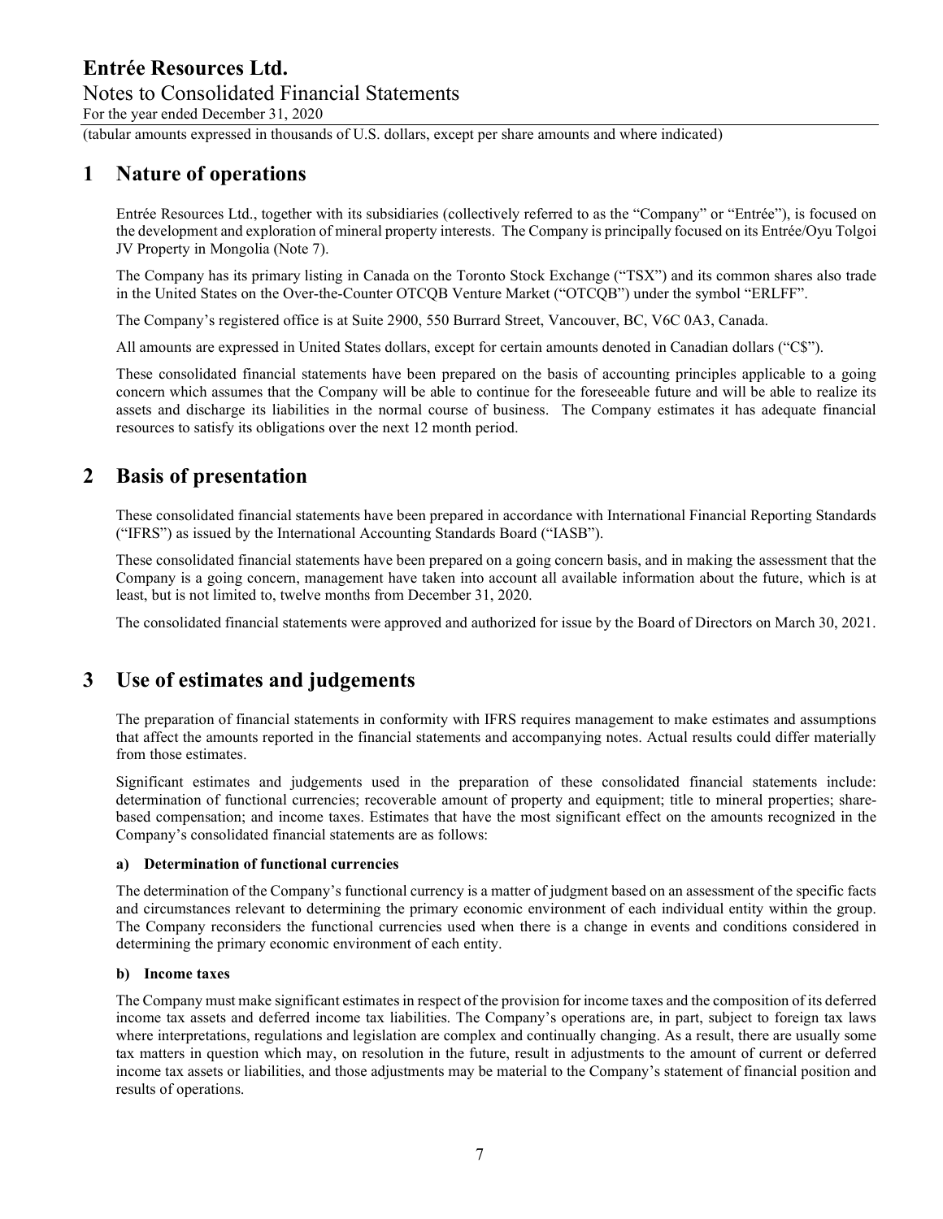(tabular amounts expressed in thousands of U.S. dollars, except per share amounts and where indicated)

# 1 Nature of operations

Entrée Resources Ltd., together with its subsidiaries (collectively referred to as the "Company" or "Entrée"), is focused on the development and exploration of mineral property interests. The Company is principally focused on its Entrée/Oyu Tolgoi JV Property in Mongolia (Note 7).

The Company has its primary listing in Canada on the Toronto Stock Exchange ("TSX") and its common shares also trade in the United States on the Over-the-Counter OTCQB Venture Market ("OTCQB") under the symbol "ERLFF".

The Company's registered office is at Suite 2900, 550 Burrard Street, Vancouver, BC, V6C 0A3, Canada.

All amounts are expressed in United States dollars, except for certain amounts denoted in Canadian dollars ("C$").

These consolidated financial statements have been prepared on the basis of accounting principles applicable to a going concern which assumes that the Company will be able to continue for the foreseeable future and will be able to realize its assets and discharge its liabilities in the normal course of business. The Company estimates it has adequate financial resources to satisfy its obligations over the next 12 month period.

# 2 Basis of presentation

These consolidated financial statements have been prepared in accordance with International Financial Reporting Standards ("IFRS") as issued by the International Accounting Standards Board ("IASB").

These consolidated financial statements have been prepared on a going concern basis, and in making the assessment that the Company is a going concern, management have taken into account all available information about the future, which is at least, but is not limited to, twelve months from December 31, 2020.

The consolidated financial statements were approved and authorized for issue by the Board of Directors on March 30, 2021.

# 3 Use of estimates and judgements

The preparation of financial statements in conformity with IFRS requires management to make estimates and assumptions that affect the amounts reported in the financial statements and accompanying notes. Actual results could differ materially from those estimates.

Significant estimates and judgements used in the preparation of these consolidated financial statements include: determination of functional currencies; recoverable amount of property and equipment; title to mineral properties; share-based compensation; and income taxes. Estimates that have the most significant effect on the amounts recognized in the Company's consolidated financial statements are as follows:

**a) Determination of functional currencies**

The determination of the Company's functional currency is a matter of judgment based on an assessment of the specific facts and circumstances relevant to determining the primary economic environment of each individual entity within the group. The Company reconsiders the functional currencies used when there is a change in events and conditions considered in determining the primary economic environment of each entity.

**b) Income taxes**

The Company must make significant estimates in respect of the provision for income taxes and the composition of its deferred income tax assets and deferred income tax liabilities. The Company's operations are, in part, subject to foreign tax laws where interpretations, regulations and legislation are complex and continually changing. As a result, there are usually some tax matters in question which may, on resolution in the future, result in adjustments to the amount of current or deferred income tax assets or liabilities, and those adjustments may be material to the Company's statement of financial position and results of operations.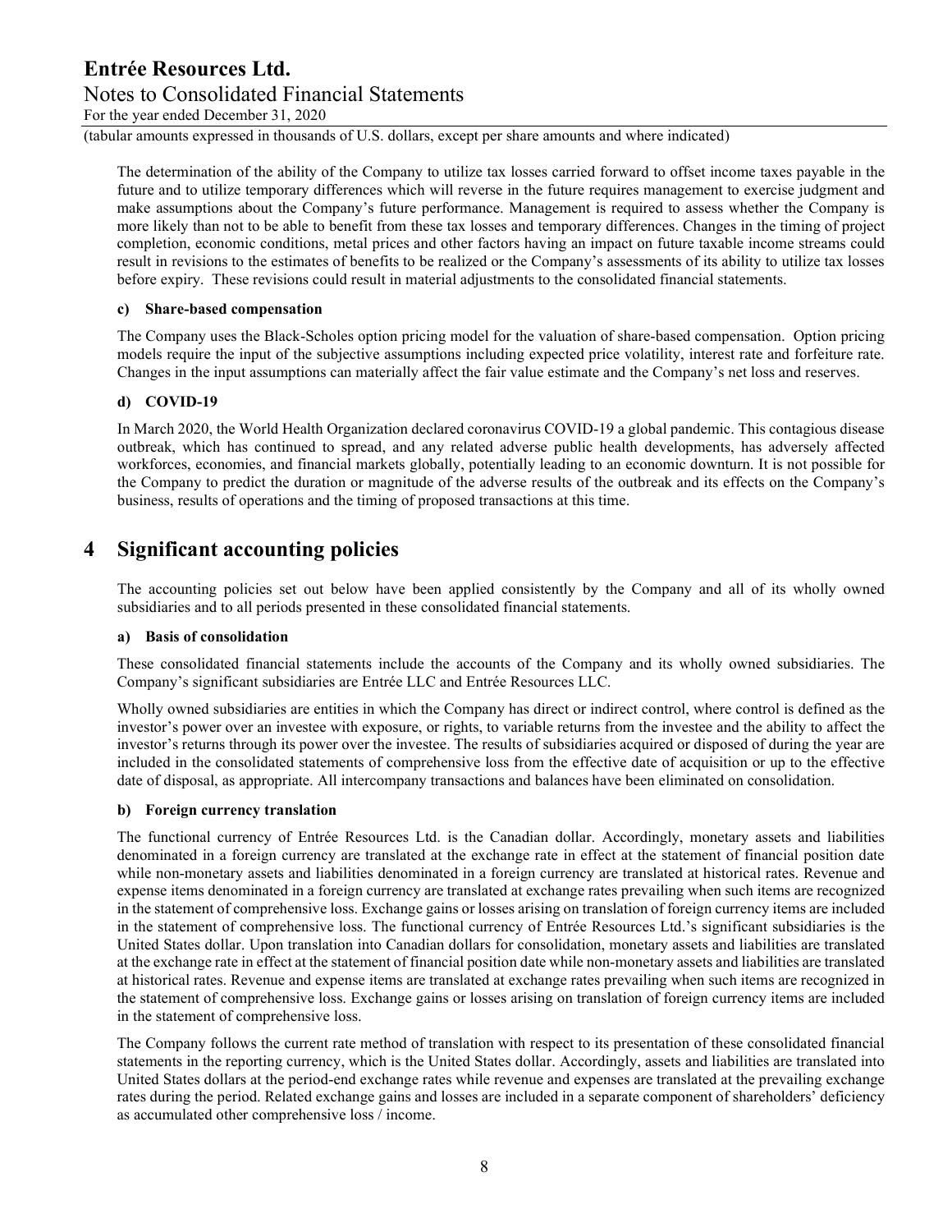The determination of the ability of the Company to utilize tax losses carried forward to offset income taxes payable in the future and to utilize temporary differences which will reverse in the future requires management to exercise judgment and make assumptions about the Company's future performance. Management is required to assess whether the Company is more likely than not to be able to benefit from these tax losses and temporary differences. Changes in the timing of project completion, economic conditions, metal prices and other factors having an impact on future taxable income streams could result in revisions to the estimates of benefits to be realized or the Company's assessments of its ability to utilize tax losses before expiry. These revisions could result in material adjustments to the consolidated financial statements.

#### c) Share-based compensation

The Company uses the Black-Scholes option pricing model for the valuation of share-based compensation. Option pricing models require the input of the subjective assumptions including expected price volatility, interest rate and forfeiture rate. Changes in the input assumptions can materially affect the fair value estimate and the Company's net loss and reserves.

#### d) COVID-19

In March 2020, the World Health Organization declared coronavirus COVID-19 a global pandemic. This contagious disease outbreak, which has continued to spread, and any related adverse public health developments, has adversely affected workforces, economies, and financial markets globally, potentially leading to an economic downturn. It is not possible for the Company to predict the duration or magnitude of the adverse results of the outbreak and its effects on the Company's business, results of operations and the timing of proposed transactions at this time.

## 4 Significant accounting policies

The accounting policies set out below have been applied consistently by the Company and all of its wholly owned subsidiaries and to all periods presented in these consolidated financial statements.

#### a) Basis of consolidation

These consolidated financial statements include the accounts of the Company and its wholly owned subsidiaries. The Company's significant subsidiaries are Entrée LLC and Entrée Resources LLC.

Wholly owned subsidiaries are entities in which the Company has direct or indirect control, where control is defined as the investor's power over an investee with exposure, or rights, to variable returns from the investee and the ability to affect the investor's returns through its power over the investee. The results of subsidiaries acquired or disposed of during the year are included in the consolidated statements of comprehensive loss from the effective date of acquisition or up to the effective date of disposal, as appropriate. All intercompany transactions and balances have been eliminated on consolidation.

#### b) Foreign currency translation

The functional currency of Entrée Resources Ltd. is the Canadian dollar. Accordingly, monetary assets and liabilities denominated in a foreign currency are translated at the exchange rate in effect at the statement of financial position date while non-monetary assets and liabilities denominated in a foreign currency are translated at historical rates. Revenue and expense items denominated in a foreign currency are translated at exchange rates prevailing when such items are recognized in the statement of comprehensive loss. Exchange gains or losses arising on translation of foreign currency items are included in the statement of comprehensive loss. The functional currency of Entrée Resources Ltd.'s significant subsidiaries is the United States dollar. Upon translation into Canadian dollars for consolidation, monetary assets and liabilities are translated at the exchange rate in effect at the statement of financial position date while non-monetary assets and liabilities are translated at historical rates. Revenue and expense items are translated at exchange rates prevailing when such items are recognized in the statement of comprehensive loss. Exchange gains or losses arising on translation of foreign currency items are included in the statement of comprehensive loss.

The Company follows the current rate method of translation with respect to its presentation of these consolidated financial statements in the reporting currency, which is the United States dollar. Accordingly, assets and liabilities are translated into United States dollars at the period-end exchange rates while revenue and expenses are translated at the prevailing exchange rates during the period. Related exchange gains and losses are included in a separate component of shareholders' deficiency as accumulated other comprehensive loss / income.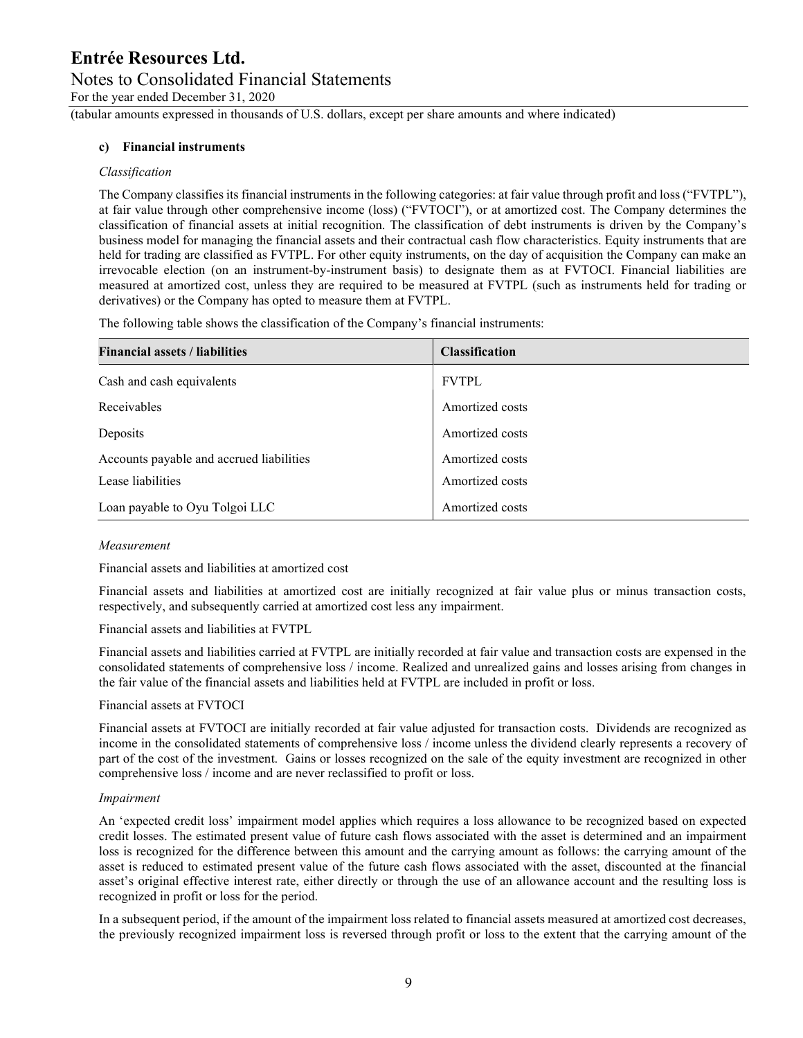#### c) Financial instruments

*Classification*

The Company classifies its financial instruments in the following categories: at fair value through profit and loss ("FVTPL"), at fair value through other comprehensive income (loss) ("FVTOCI"), or at amortized cost. The Company determines the classification of financial assets at initial recognition. The classification of debt instruments is driven by the Company's business model for managing the financial assets and their contractual cash flow characteristics. Equity instruments that are held for trading are classified as FVTPL. For other equity instruments, on the day of acquisition the Company can make an irrevocable election (on an instrument-by-instrument basis) to designate them as at FVTOCI. Financial liabilities are measured at amortized cost, unless they are required to be measured at FVTPL (such as instruments held for trading or derivatives) or the Company has opted to measure them at FVTPL.

The following table shows the classification of the Company's financial instruments:

| Financial assets / liabilities | Classification |
| --- | --- |
| Cash and cash equivalents | FVTPL |
| Receivables | Amortized costs |
| Deposits | Amortized costs |
| Accounts payable and accrued liabilities | Amortized costs |
| Lease liabilities | Amortized costs |
| Loan payable to Oyu Tolgoi LLC | Amortized costs |

*Measurement*

Financial assets and liabilities at amortized cost

Financial assets and liabilities at amortized cost are initially recognized at fair value plus or minus transaction costs, respectively, and subsequently carried at amortized cost less any impairment.

Financial assets and liabilities at FVTPL

Financial assets and liabilities carried at FVTPL are initially recorded at fair value and transaction costs are expensed in the consolidated statements of comprehensive loss / income. Realized and unrealized gains and losses arising from changes in the fair value of the financial assets and liabilities held at FVTPL are included in profit or loss.

Financial assets at FVTOCI

Financial assets at FVTOCI are initially recorded at fair value adjusted for transaction costs. Dividends are recognized as income in the consolidated statements of comprehensive loss / income unless the dividend clearly represents a recovery of part of the cost of the investment. Gains or losses recognized on the sale of the equity investment are recognized in other comprehensive loss / income and are never reclassified to profit or loss.

*Impairment*

An 'expected credit loss' impairment model applies which requires a loss allowance to be recognized based on expected credit losses. The estimated present value of future cash flows associated with the asset is determined and an impairment loss is recognized for the difference between this amount and the carrying amount as follows: the carrying amount of the asset is reduced to estimated present value of the future cash flows associated with the asset, discounted at the financial asset's original effective interest rate, either directly or through the use of an allowance account and the resulting loss is recognized in profit or loss for the period.

In a subsequent period, if the amount of the impairment loss related to financial assets measured at amortized cost decreases, the previously recognized impairment loss is reversed through profit or loss to the extent that the carrying amount of the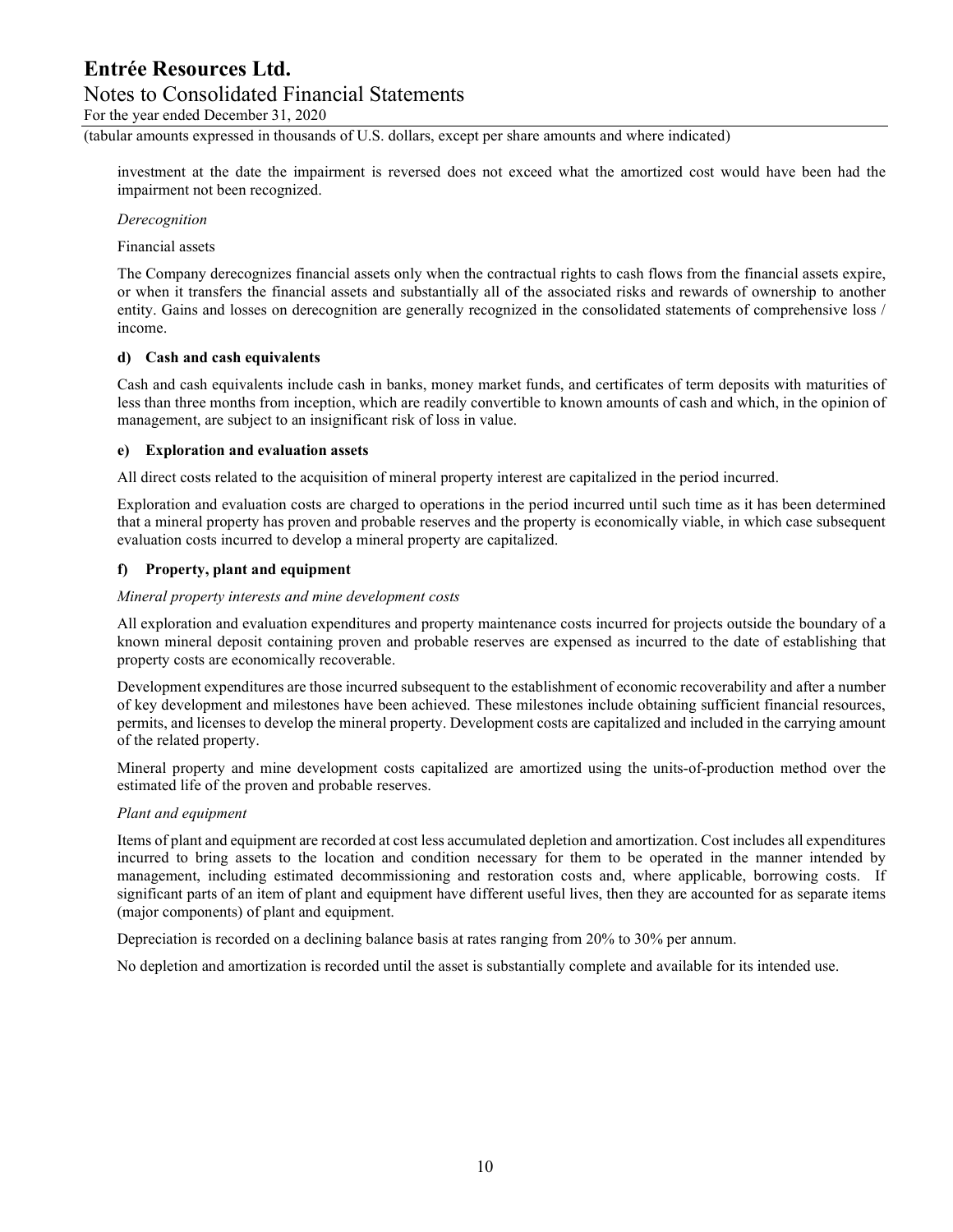investment at the date the impairment is reversed does not exceed what the amortized cost would have been had the impairment not been recognized.

*Derecognition*

Financial assets

The Company derecognizes financial assets only when the contractual rights to cash flows from the financial assets expire, or when it transfers the financial assets and substantially all of the associated risks and rewards of ownership to another entity. Gains and losses on derecognition are generally recognized in the consolidated statements of comprehensive loss / income.

**d) Cash and cash equivalents**

Cash and cash equivalents include cash in banks, money market funds, and certificates of term deposits with maturities of less than three months from inception, which are readily convertible to known amounts of cash and which, in the opinion of management, are subject to an insignificant risk of loss in value.

**e) Exploration and evaluation assets**

All direct costs related to the acquisition of mineral property interest are capitalized in the period incurred.

Exploration and evaluation costs are charged to operations in the period incurred until such time as it has been determined that a mineral property has proven and probable reserves and the property is economically viable, in which case subsequent evaluation costs incurred to develop a mineral property are capitalized.

**f) Property, plant and equipment**

*Mineral property interests and mine development costs*

All exploration and evaluation expenditures and property maintenance costs incurred for projects outside the boundary of a known mineral deposit containing proven and probable reserves are expensed as incurred to the date of establishing that property costs are economically recoverable.

Development expenditures are those incurred subsequent to the establishment of economic recoverability and after a number of key development and milestones have been achieved. These milestones include obtaining sufficient financial resources, permits, and licenses to develop the mineral property. Development costs are capitalized and included in the carrying amount of the related property.

Mineral property and mine development costs capitalized are amortized using the units-of-production method over the estimated life of the proven and probable reserves.

*Plant and equipment*

Items of plant and equipment are recorded at cost less accumulated depletion and amortization. Cost includes all expenditures incurred to bring assets to the location and condition necessary for them to be operated in the manner intended by management, including estimated decommissioning and restoration costs and, where applicable, borrowing costs. If significant parts of an item of plant and equipment have different useful lives, then they are accounted for as separate items (major components) of plant and equipment.

Depreciation is recorded on a declining balance basis at rates ranging from 20% to 30% per annum.

No depletion and amortization is recorded until the asset is substantially complete and available for its intended use.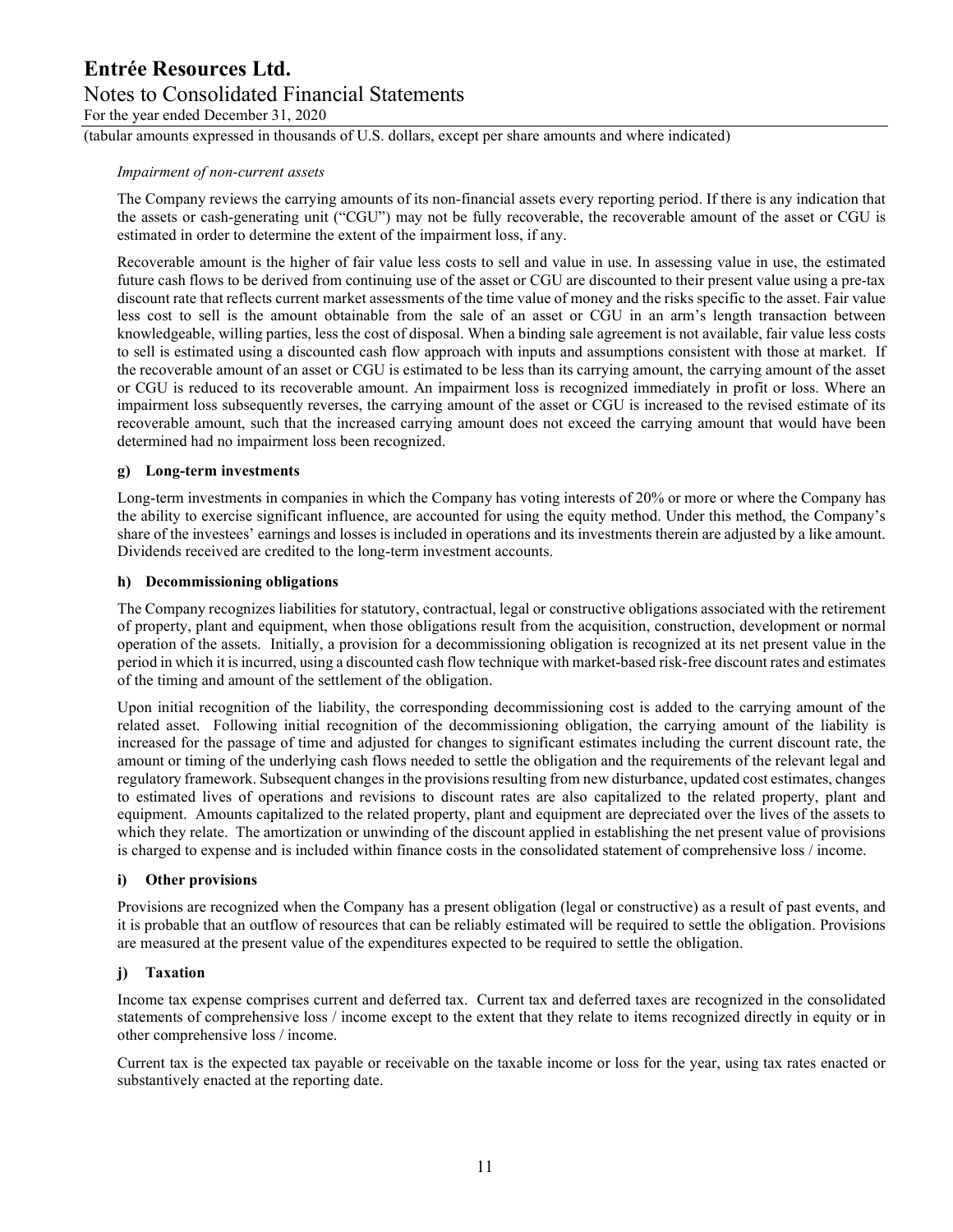*Impairment of non-current assets*

The Company reviews the carrying amounts of its non-financial assets every reporting period. If there is any indication that the assets or cash-generating unit ("CGU") may not be fully recoverable, the recoverable amount of the asset or CGU is estimated in order to determine the extent of the impairment loss, if any.

Recoverable amount is the higher of fair value less costs to sell and value in use. In assessing value in use, the estimated future cash flows to be derived from continuing use of the asset or CGU are discounted to their present value using a pre-tax discount rate that reflects current market assessments of the time value of money and the risks specific to the asset. Fair value less cost to sell is the amount obtainable from the sale of an asset or CGU in an arm's length transaction between knowledgeable, willing parties, less the cost of disposal. When a binding sale agreement is not available, fair value less costs to sell is estimated using a discounted cash flow approach with inputs and assumptions consistent with those at market. If the recoverable amount of an asset or CGU is estimated to be less than its carrying amount, the carrying amount of the asset or CGU is reduced to its recoverable amount. An impairment loss is recognized immediately in profit or loss. Where an impairment loss subsequently reverses, the carrying amount of the asset or CGU is increased to the revised estimate of its recoverable amount, such that the increased carrying amount does not exceed the carrying amount that would have been determined had no impairment loss been recognized.

**g) Long-term investments**

Long-term investments in companies in which the Company has voting interests of 20% or more or where the Company has the ability to exercise significant influence, are accounted for using the equity method. Under this method, the Company's share of the investees' earnings and losses is included in operations and its investments therein are adjusted by a like amount. Dividends received are credited to the long-term investment accounts.

**h) Decommissioning obligations**

The Company recognizes liabilities for statutory, contractual, legal or constructive obligations associated with the retirement of property, plant and equipment, when those obligations result from the acquisition, construction, development or normal operation of the assets. Initially, a provision for a decommissioning obligation is recognized at its net present value in the period in which it is incurred, using a discounted cash flow technique with market-based risk-free discount rates and estimates of the timing and amount of the settlement of the obligation.

Upon initial recognition of the liability, the corresponding decommissioning cost is added to the carrying amount of the related asset. Following initial recognition of the decommissioning obligation, the carrying amount of the liability is increased for the passage of time and adjusted for changes to significant estimates including the current discount rate, the amount or timing of the underlying cash flows needed to settle the obligation and the requirements of the relevant legal and regulatory framework. Subsequent changes in the provisions resulting from new disturbance, updated cost estimates, changes to estimated lives of operations and revisions to discount rates are also capitalized to the related property, plant and equipment. Amounts capitalized to the related property, plant and equipment are depreciated over the lives of the assets to which they relate. The amortization or unwinding of the discount applied in establishing the net present value of provisions is charged to expense and is included within finance costs in the consolidated statement of comprehensive loss / income.

**i) Other provisions**

Provisions are recognized when the Company has a present obligation (legal or constructive) as a result of past events, and it is probable that an outflow of resources that can be reliably estimated will be required to settle the obligation. Provisions are measured at the present value of the expenditures expected to be required to settle the obligation.

**j) Taxation**

Income tax expense comprises current and deferred tax. Current tax and deferred taxes are recognized in the consolidated statements of comprehensive loss / income except to the extent that they relate to items recognized directly in equity or in other comprehensive loss / income.

Current tax is the expected tax payable or receivable on the taxable income or loss for the year, using tax rates enacted or substantively enacted at the reporting date.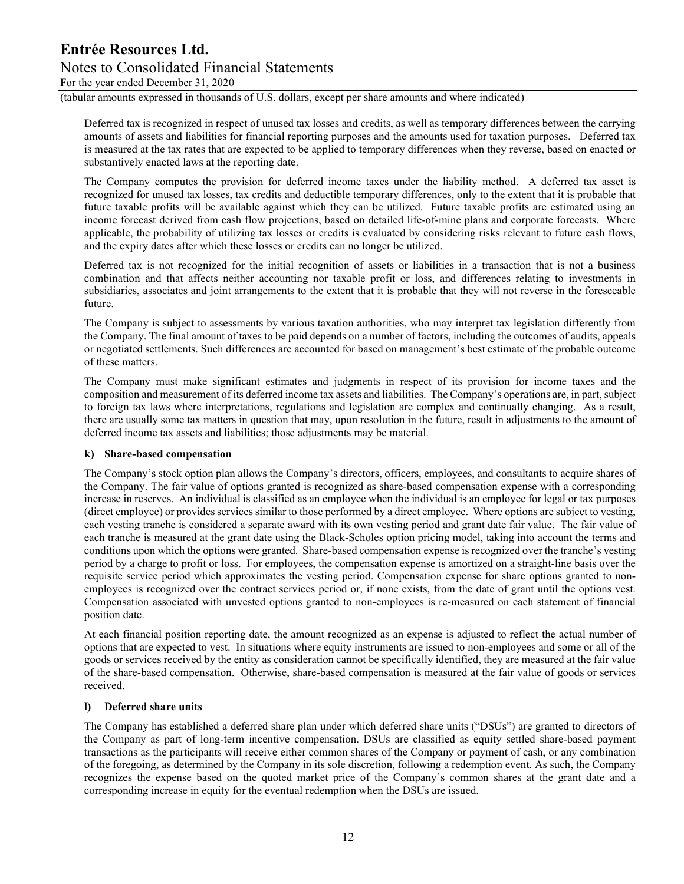Deferred tax is recognized in respect of unused tax losses and credits, as well as temporary differences between the carrying amounts of assets and liabilities for financial reporting purposes and the amounts used for taxation purposes. Deferred tax is measured at the tax rates that are expected to be applied to temporary differences when they reverse, based on enacted or substantively enacted laws at the reporting date.

The Company computes the provision for deferred income taxes under the liability method. A deferred tax asset is recognized for unused tax losses, tax credits and deductible temporary differences, only to the extent that it is probable that future taxable profits will be available against which they can be utilized. Future taxable profits are estimated using an income forecast derived from cash flow projections, based on detailed life-of-mine plans and corporate forecasts. Where applicable, the probability of utilizing tax losses or credits is evaluated by considering risks relevant to future cash flows, and the expiry dates after which these losses or credits can no longer be utilized.

Deferred tax is not recognized for the initial recognition of assets or liabilities in a transaction that is not a business combination and that affects neither accounting nor taxable profit or loss, and differences relating to investments in subsidiaries, associates and joint arrangements to the extent that it is probable that they will not reverse in the foreseeable future.

The Company is subject to assessments by various taxation authorities, who may interpret tax legislation differently from the Company. The final amount of taxes to be paid depends on a number of factors, including the outcomes of audits, appeals or negotiated settlements. Such differences are accounted for based on management's best estimate of the probable outcome of these matters.

The Company must make significant estimates and judgments in respect of its provision for income taxes and the composition and measurement of its deferred income tax assets and liabilities. The Company's operations are, in part, subject to foreign tax laws where interpretations, regulations and legislation are complex and continually changing. As a result, there are usually some tax matters in question that may, upon resolution in the future, result in adjustments to the amount of deferred income tax assets and liabilities; those adjustments may be material.

**k) Share-based compensation**

The Company's stock option plan allows the Company's directors, officers, employees, and consultants to acquire shares of the Company. The fair value of options granted is recognized as share-based compensation expense with a corresponding increase in reserves. An individual is classified as an employee when the individual is an employee for legal or tax purposes (direct employee) or provides services similar to those performed by a direct employee. Where options are subject to vesting, each vesting tranche is considered a separate award with its own vesting period and grant date fair value. The fair value of each tranche is measured at the grant date using the Black-Scholes option pricing model, taking into account the terms and conditions upon which the options were granted. Share-based compensation expense is recognized over the tranche's vesting period by a charge to profit or loss. For employees, the compensation expense is amortized on a straight-line basis over the requisite service period which approximates the vesting period. Compensation expense for share options granted to non-employees is recognized over the contract services period or, if none exists, from the date of grant until the options vest. Compensation associated with unvested options granted to non-employees is re-measured on each statement of financial position date.

At each financial position reporting date, the amount recognized as an expense is adjusted to reflect the actual number of options that are expected to vest. In situations where equity instruments are issued to non-employees and some or all of the goods or services received by the entity as consideration cannot be specifically identified, they are measured at the fair value of the share-based compensation. Otherwise, share-based compensation is measured at the fair value of goods or services received.

**l) Deferred share units**

The Company has established a deferred share plan under which deferred share units ("DSUs") are granted to directors of the Company as part of long-term incentive compensation. DSUs are classified as equity settled share-based payment transactions as the participants will receive either common shares of the Company or payment of cash, or any combination of the foregoing, as determined by the Company in its sole discretion, following a redemption event. As such, the Company recognizes the expense based on the quoted market price of the Company's common shares at the grant date and a corresponding increase in equity for the eventual redemption when the DSUs are issued.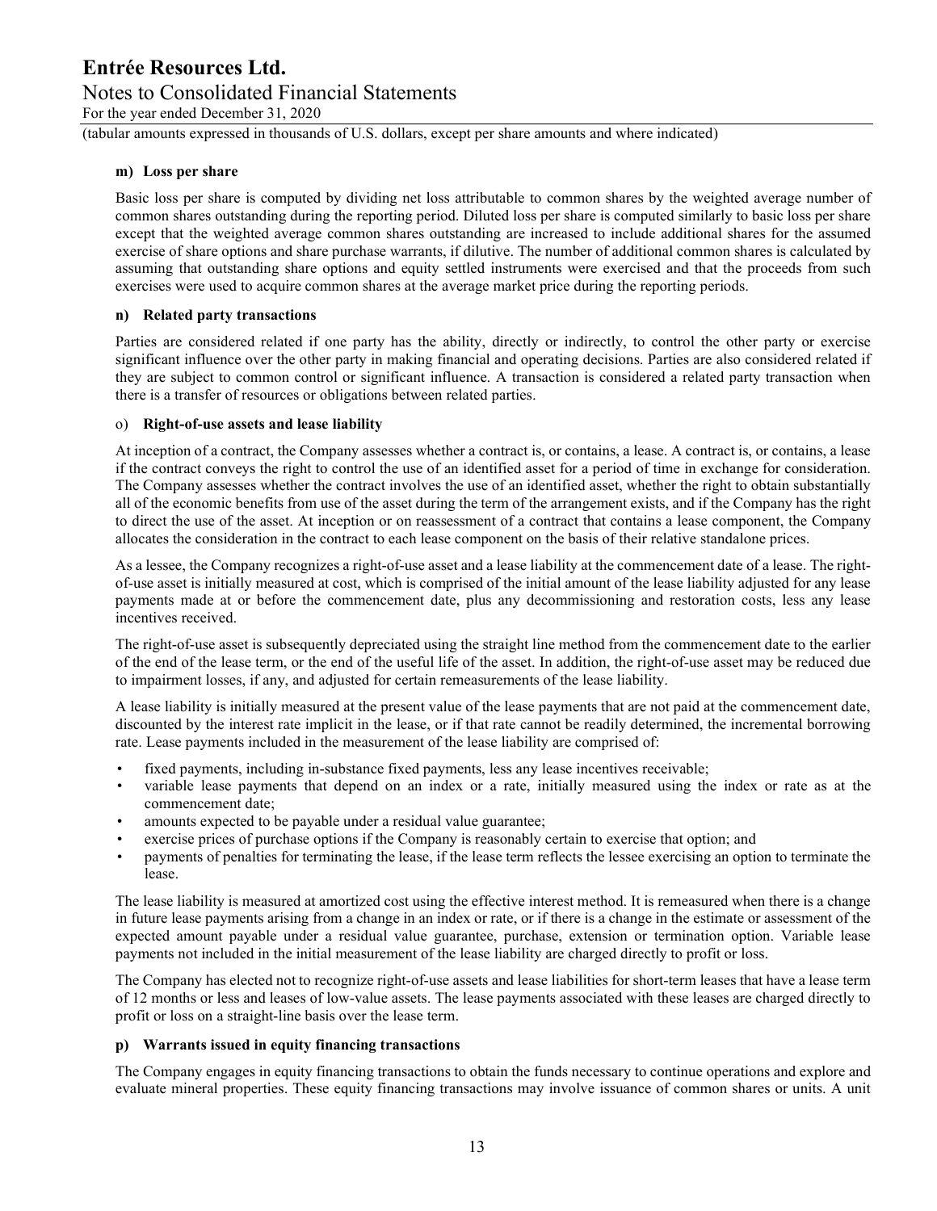**m) Loss per share**

Basic loss per share is computed by dividing net loss attributable to common shares by the weighted average number of common shares outstanding during the reporting period. Diluted loss per share is computed similarly to basic loss per share except that the weighted average common shares outstanding are increased to include additional shares for the assumed exercise of share options and share purchase warrants, if dilutive. The number of additional common shares is calculated by assuming that outstanding share options and equity settled instruments were exercised and that the proceeds from such exercises were used to acquire common shares at the average market price during the reporting periods.

**n) Related party transactions**

Parties are considered related if one party has the ability, directly or indirectly, to control the other party or exercise significant influence over the other party in making financial and operating decisions. Parties are also considered related if they are subject to common control or significant influence. A transaction is considered a related party transaction when there is a transfer of resources or obligations between related parties.

o) **Right-of-use assets and lease liability**

At inception of a contract, the Company assesses whether a contract is, or contains, a lease. A contract is, or contains, a lease if the contract conveys the right to control the use of an identified asset for a period of time in exchange for consideration. The Company assesses whether the contract involves the use of an identified asset, whether the right to obtain substantially all of the economic benefits from use of the asset during the term of the arrangement exists, and if the Company has the right to direct the use of the asset. At inception or on reassessment of a contract that contains a lease component, the Company allocates the consideration in the contract to each lease component on the basis of their relative standalone prices.

As a lessee, the Company recognizes a right-of-use asset and a lease liability at the commencement date of a lease. The right-of-use asset is initially measured at cost, which is comprised of the initial amount of the lease liability adjusted for any lease payments made at or before the commencement date, plus any decommissioning and restoration costs, less any lease incentives received.

The right-of-use asset is subsequently depreciated using the straight line method from the commencement date to the earlier of the end of the lease term, or the end of the useful life of the asset. In addition, the right-of-use asset may be reduced due to impairment losses, if any, and adjusted for certain remeasurements of the lease liability.

A lease liability is initially measured at the present value of the lease payments that are not paid at the commencement date, discounted by the interest rate implicit in the lease, or if that rate cannot be readily determined, the incremental borrowing rate. Lease payments included in the measurement of the lease liability are comprised of:

- fixed payments, including in-substance fixed payments, less any lease incentives receivable;
- variable lease payments that depend on an index or a rate, initially measured using the index or rate as at the commencement date;
- amounts expected to be payable under a residual value guarantee;
- exercise prices of purchase options if the Company is reasonably certain to exercise that option; and
- payments of penalties for terminating the lease, if the lease term reflects the lessee exercising an option to terminate the lease.

The lease liability is measured at amortized cost using the effective interest method. It is remeasured when there is a change in future lease payments arising from a change in an index or rate, or if there is a change in the estimate or assessment of the expected amount payable under a residual value guarantee, purchase, extension or termination option. Variable lease payments not included in the initial measurement of the lease liability are charged directly to profit or loss.

The Company has elected not to recognize right-of-use assets and lease liabilities for short-term leases that have a lease term of 12 months or less and leases of low-value assets. The lease payments associated with these leases are charged directly to profit or loss on a straight-line basis over the lease term.

**p) Warrants issued in equity financing transactions**

The Company engages in equity financing transactions to obtain the funds necessary to continue operations and explore and evaluate mineral properties. These equity financing transactions may involve issuance of common shares or units. A unit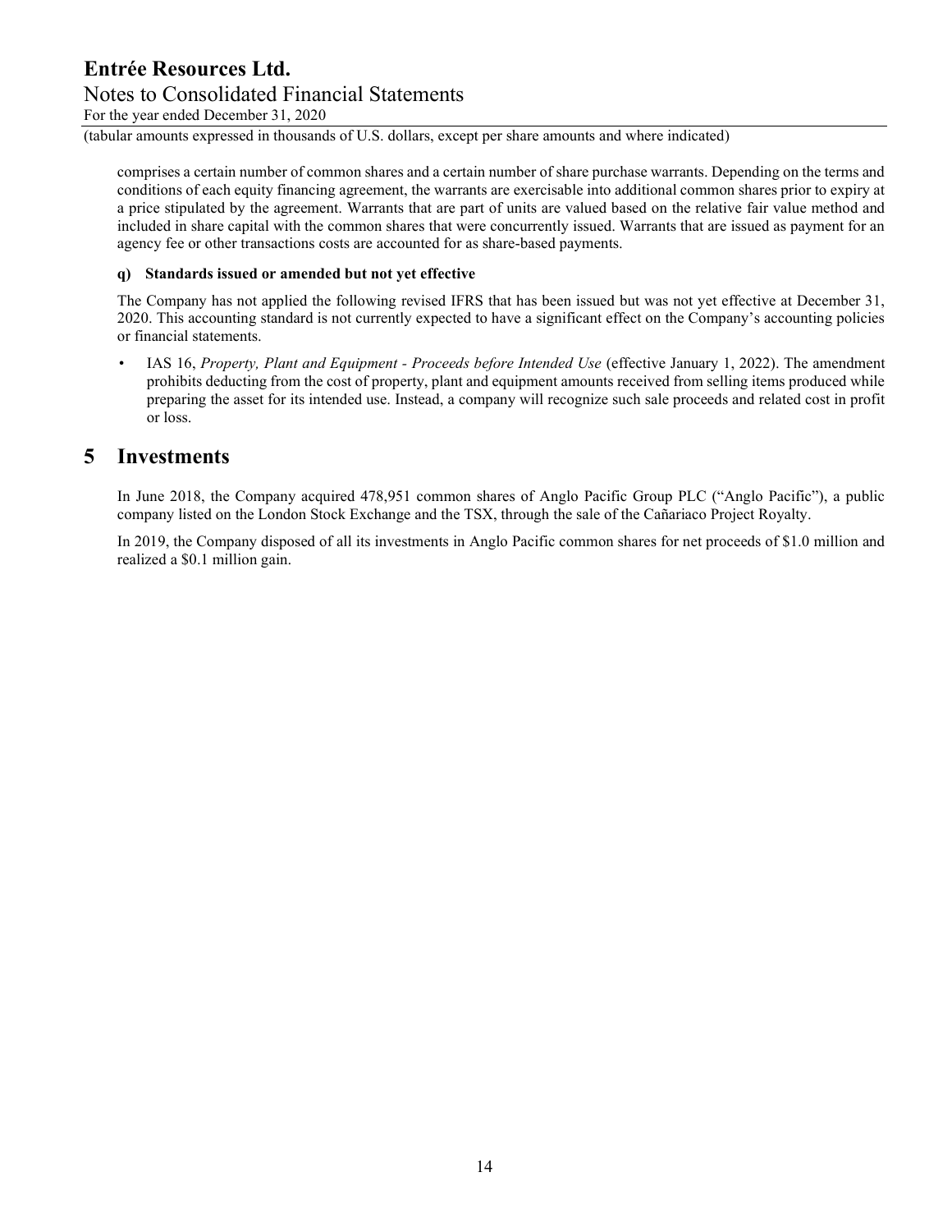comprises a certain number of common shares and a certain number of share purchase warrants. Depending on the terms and conditions of each equity financing agreement, the warrants are exercisable into additional common shares prior to expiry at a price stipulated by the agreement. Warrants that are part of units are valued based on the relative fair value method and included in share capital with the common shares that were concurrently issued. Warrants that are issued as payment for an agency fee or other transactions costs are accounted for as share-based payments.

#### q) Standards issued or amended but not yet effective

The Company has not applied the following revised IFRS that has been issued but was not yet effective at December 31, 2020. This accounting standard is not currently expected to have a significant effect on the Company's accounting policies or financial statements.

- IAS 16, *Property, Plant and Equipment - Proceeds before Intended Use* (effective January 1, 2022). The amendment prohibits deducting from the cost of property, plant and equipment amounts received from selling items produced while preparing the asset for its intended use. Instead, a company will recognize such sale proceeds and related cost in profit or loss.

## 5 Investments

In June 2018, the Company acquired 478,951 common shares of Anglo Pacific Group PLC ("Anglo Pacific"), a public company listed on the London Stock Exchange and the TSX, through the sale of the Cañariaco Project Royalty.

In 2019, the Company disposed of all its investments in Anglo Pacific common shares for net proceeds of $1.0 million and realized a $0.1 million gain.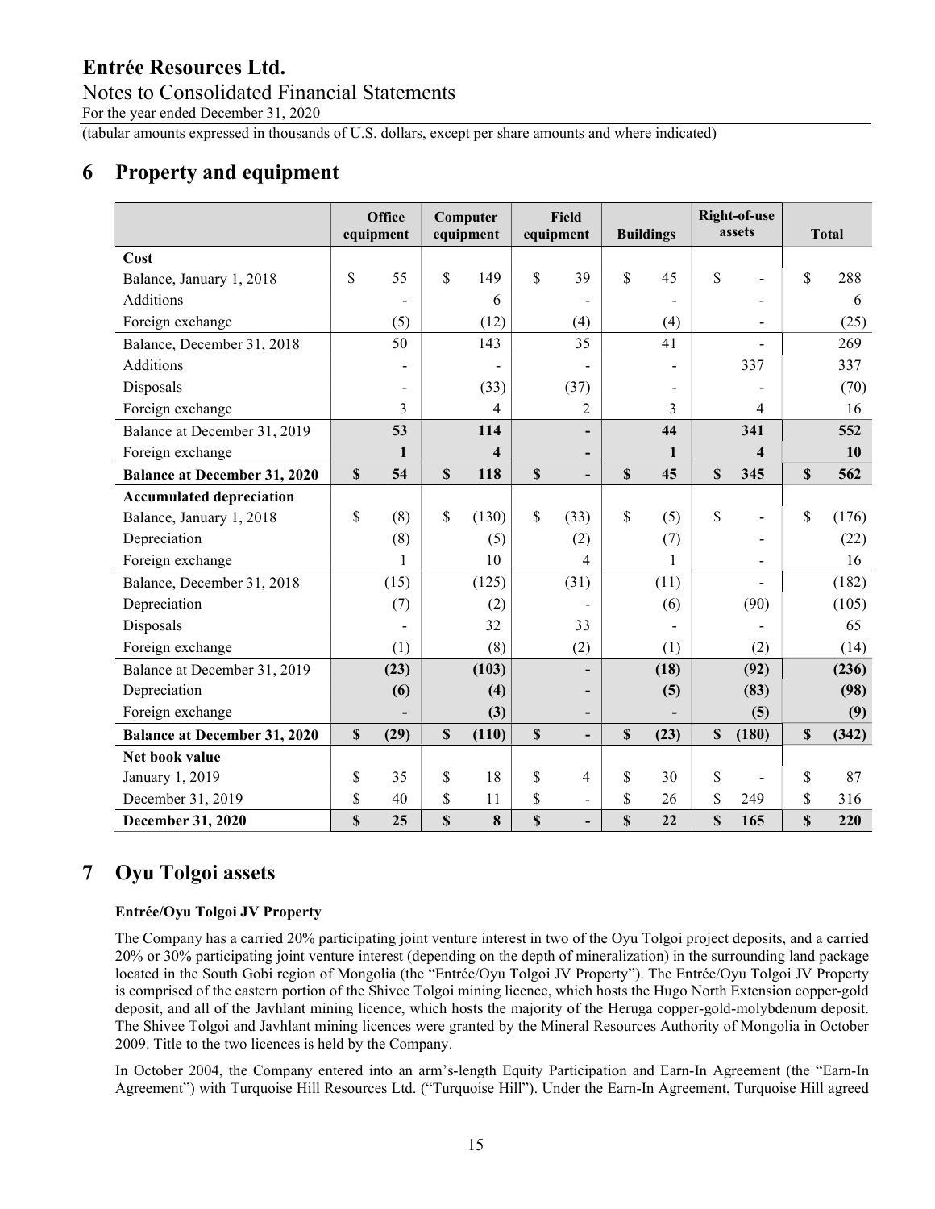# 6 Property and equipment

| | Office equipment | Computer equipment | Field equipment | Buildings | Right-of-use assets | Total |
|---|---|---|---|---|---|---|
| **Cost** | | | | | | |
| Balance, January 1, 2018 | $ 55 | $ 149 | $ 39 | $ 45 | $ - | $ 288 |
| Additions | - | 6 | - | - | - | 6 |
| Foreign exchange | (5) | (12) | (4) | (4) | - | (25) |
| Balance, December 31, 2018 | 50 | 143 | 35 | 41 | - | 269 |
| Additions | - | - | - | - | 337 | 337 |
| Disposals | - | (33) | (37) | - | - | (70) |
| Foreign exchange | 3 | 4 | 2 | 3 | 4 | 16 |
| Balance at December 31, 2019 | **53** | **114** | **-** | **44** | **341** | **552** |
| Foreign exchange | **1** | **4** | **-** | **1** | **4** | **10** |
| **Balance at December 31, 2020** | **$ 54** | **$ 118** | **$ -** | **$ 45** | **$ 345** | **$ 562** |
| **Accumulated depreciation** | | | | | | |
| Balance, January 1, 2018 | $ (8) | $ (130) | $ (33) | $ (5) | $ - | $ (176) |
| Depreciation | (8) | (5) | (2) | (7) | - | (22) |
| Foreign exchange | 1 | 10 | 4 | 1 | - | 16 |
| Balance, December 31, 2018 | (15) | (125) | (31) | (11) | - | (182) |
| Depreciation | (7) | (2) | - | (6) | (90) | (105) |
| Disposals | - | 32 | 33 | - | - | 65 |
| Foreign exchange | (1) | (8) | (2) | (1) | (2) | (14) |
| Balance at December 31, 2019 | **(23)** | **(103)** | **-** | **(18)** | **(92)** | **(236)** |
| Depreciation | **(6)** | **(4)** | **-** | **(5)** | **(83)** | **(98)** |
| Foreign exchange | **-** | **(3)** | **-** | **-** | **(5)** | **(9)** |
| **Balance at December 31, 2020** | **$ (29)** | **$ (110)** | **$ -** | **$ (23)** | **$ (180)** | **$ (342)** |
| **Net book value** | | | | | | |
| January 1, 2019 | $ 35 | $ 18 | $ 4 | $ 30 | $ - | $ 87 |
| December 31, 2019 | $ 40 | $ 11 | $ - | $ 26 | $ 249 | $ 316 |
| **December 31, 2020** | **$ 25** | **$ 8** | **$ -** | **$ 22** | **$ 165** | **$ 220** |

# 7 Oyu Tolgoi assets

**Entrée/Oyu Tolgoi JV Property**

The Company has a carried 20% participating joint venture interest in two of the Oyu Tolgoi project deposits, and a carried 20% or 30% participating joint venture interest (depending on the depth of mineralization) in the surrounding land package located in the South Gobi region of Mongolia (the "Entrée/Oyu Tolgoi JV Property"). The Entrée/Oyu Tolgoi JV Property is comprised of the eastern portion of the Shivee Tolgoi mining licence, which hosts the Hugo North Extension copper-gold deposit, and all of the Javhlant mining licence, which hosts the majority of the Heruga copper-gold-molybdenum deposit. The Shivee Tolgoi and Javhlant mining licences were granted by the Mineral Resources Authority of Mongolia in October 2009. Title to the two licences is held by the Company.

In October 2004, the Company entered into an arm's-length Equity Participation and Earn-In Agreement (the "Earn-In Agreement") with Turquoise Hill Resources Ltd. ("Turquoise Hill"). Under the Earn-In Agreement, Turquoise Hill agreed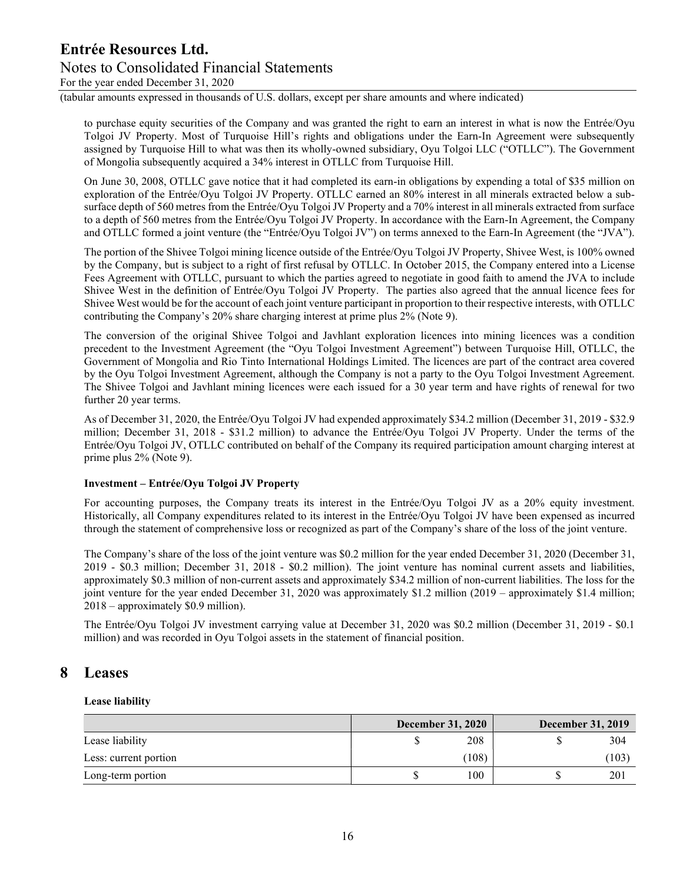to purchase equity securities of the Company and was granted the right to earn an interest in what is now the Entrée/Oyu Tolgoi JV Property. Most of Turquoise Hill's rights and obligations under the Earn-In Agreement were subsequently assigned by Turquoise Hill to what was then its wholly-owned subsidiary, Oyu Tolgoi LLC ("OTLLC"). The Government of Mongolia subsequently acquired a 34% interest in OTLLC from Turquoise Hill.

On June 30, 2008, OTLLC gave notice that it had completed its earn-in obligations by expending a total of $35 million on exploration of the Entrée/Oyu Tolgoi JV Property. OTLLC earned an 80% interest in all minerals extracted below a sub-surface depth of 560 metres from the Entrée/Oyu Tolgoi JV Property and a 70% interest in all minerals extracted from surface to a depth of 560 metres from the Entrée/Oyu Tolgoi JV Property. In accordance with the Earn-In Agreement, the Company and OTLLC formed a joint venture (the "Entrée/Oyu Tolgoi JV") on terms annexed to the Earn-In Agreement (the "JVA").

The portion of the Shivee Tolgoi mining licence outside of the Entrée/Oyu Tolgoi JV Property, Shivee West, is 100% owned by the Company, but is subject to a right of first refusal by OTLLC. In October 2015, the Company entered into a License Fees Agreement with OTLLC, pursuant to which the parties agreed to negotiate in good faith to amend the JVA to include Shivee West in the definition of Entrée/Oyu Tolgoi JV Property. The parties also agreed that the annual licence fees for Shivee West would be for the account of each joint venture participant in proportion to their respective interests, with OTLLC contributing the Company's 20% share charging interest at prime plus 2% (Note 9).

The conversion of the original Shivee Tolgoi and Javhlant exploration licences into mining licences was a condition precedent to the Investment Agreement (the "Oyu Tolgoi Investment Agreement") between Turquoise Hill, OTLLC, the Government of Mongolia and Rio Tinto International Holdings Limited. The licences are part of the contract area covered by the Oyu Tolgoi Investment Agreement, although the Company is not a party to the Oyu Tolgoi Investment Agreement. The Shivee Tolgoi and Javhlant mining licences were each issued for a 30 year term and have rights of renewal for two further 20 year terms.

As of December 31, 2020, the Entrée/Oyu Tolgoi JV had expended approximately $34.2 million (December 31, 2019 - $32.9 million; December 31, 2018 - $31.2 million) to advance the Entrée/Oyu Tolgoi JV Property. Under the terms of the Entrée/Oyu Tolgoi JV, OTLLC contributed on behalf of the Company its required participation amount charging interest at prime plus 2% (Note 9).

**Investment – Entrée/Oyu Tolgoi JV Property**

For accounting purposes, the Company treats its interest in the Entrée/Oyu Tolgoi JV as a 20% equity investment. Historically, all Company expenditures related to its interest in the Entrée/Oyu Tolgoi JV have been expensed as incurred through the statement of comprehensive loss or recognized as part of the Company's share of the loss of the joint venture.

The Company's share of the loss of the joint venture was $0.2 million for the year ended December 31, 2020 (December 31, 2019 - $0.3 million; December 31, 2018 - $0.2 million). The joint venture has nominal current assets and liabilities, approximately $0.3 million of non-current assets and approximately $34.2 million of non-current liabilities. The loss for the joint venture for the year ended December 31, 2020 was approximately $1.2 million (2019 – approximately $1.4 million; 2018 – approximately $0.9 million).

The Entrée/Oyu Tolgoi JV investment carrying value at December 31, 2020 was $0.2 million (December 31, 2019 - $0.1 million) and was recorded in Oyu Tolgoi assets in the statement of financial position.

# 8 Leases

**Lease liability**

| | December 31, 2020 | December 31, 2019 |
|---|---|---|
| Lease liability | $ 208 | $ 304 |
| Less: current portion | (108) | (103) |
| Long-term portion | $ 100 | $ 201 |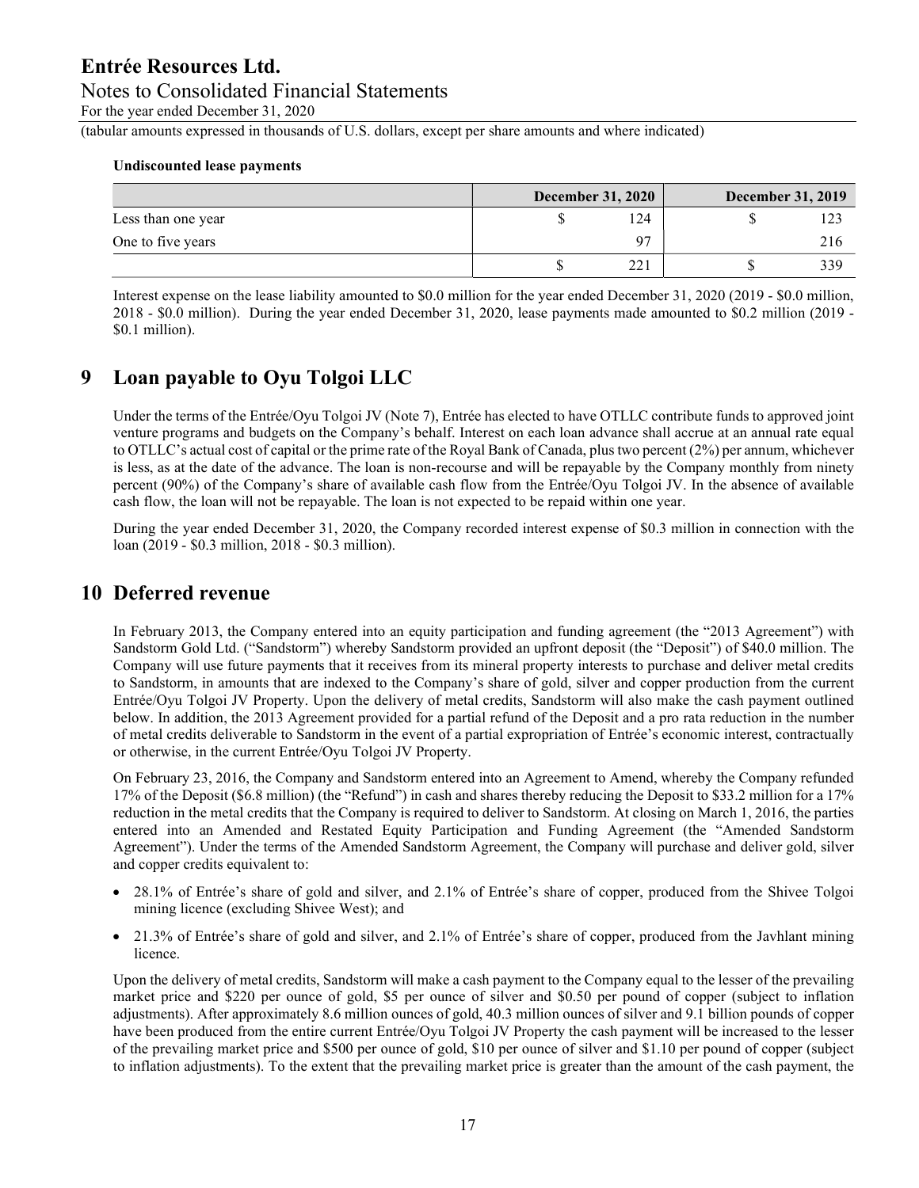#### Undiscounted lease payments

| | December 31, 2020 | December 31, 2019 |
|---|---|---|
| Less than one year | $ 124 | $ 123 |
| One to five years | 97 | 216 |
| | $ 221 | $ 339 |

Interest expense on the lease liability amounted to $0.0 million for the year ended December 31, 2020 (2019 - $0.0 million, 2018 - $0.0 million). During the year ended December 31, 2020, lease payments made amounted to $0.2 million (2019 - $0.1 million).

## 9 Loan payable to Oyu Tolgoi LLC

Under the terms of the Entrée/Oyu Tolgoi JV (Note 7), Entrée has elected to have OTLLC contribute funds to approved joint venture programs and budgets on the Company's behalf. Interest on each loan advance shall accrue at an annual rate equal to OTLLC's actual cost of capital or the prime rate of the Royal Bank of Canada, plus two percent (2%) per annum, whichever is less, as at the date of the advance. The loan is non-recourse and will be repayable by the Company monthly from ninety percent (90%) of the Company's share of available cash flow from the Entrée/Oyu Tolgoi JV. In the absence of available cash flow, the loan will not be repayable. The loan is not expected to be repaid within one year.

During the year ended December 31, 2020, the Company recorded interest expense of $0.3 million in connection with the loan (2019 - $0.3 million, 2018 - $0.3 million).

## 10 Deferred revenue

In February 2013, the Company entered into an equity participation and funding agreement (the "2013 Agreement") with Sandstorm Gold Ltd. ("Sandstorm") whereby Sandstorm provided an upfront deposit (the "Deposit") of $40.0 million. The Company will use future payments that it receives from its mineral property interests to purchase and deliver metal credits to Sandstorm, in amounts that are indexed to the Company's share of gold, silver and copper production from the current Entrée/Oyu Tolgoi JV Property. Upon the delivery of metal credits, Sandstorm will also make the cash payment outlined below. In addition, the 2013 Agreement provided for a partial refund of the Deposit and a pro rata reduction in the number of metal credits deliverable to Sandstorm in the event of a partial expropriation of Entrée's economic interest, contractually or otherwise, in the current Entrée/Oyu Tolgoi JV Property.

On February 23, 2016, the Company and Sandstorm entered into an Agreement to Amend, whereby the Company refunded 17% of the Deposit ($6.8 million) (the "Refund") in cash and shares thereby reducing the Deposit to $33.2 million for a 17% reduction in the metal credits that the Company is required to deliver to Sandstorm. At closing on March 1, 2016, the parties entered into an Amended and Restated Equity Participation and Funding Agreement (the "Amended Sandstorm Agreement"). Under the terms of the Amended Sandstorm Agreement, the Company will purchase and deliver gold, silver and copper credits equivalent to:

- 28.1% of Entrée's share of gold and silver, and 2.1% of Entrée's share of copper, produced from the Shivee Tolgoi mining licence (excluding Shivee West); and
- 21.3% of Entrée's share of gold and silver, and 2.1% of Entrée's share of copper, produced from the Javhlant mining licence.

Upon the delivery of metal credits, Sandstorm will make a cash payment to the Company equal to the lesser of the prevailing market price and $220 per ounce of gold, $5 per ounce of silver and $0.50 per pound of copper (subject to inflation adjustments). After approximately 8.6 million ounces of gold, 40.3 million ounces of silver and 9.1 billion pounds of copper have been produced from the entire current Entrée/Oyu Tolgoi JV Property the cash payment will be increased to the lesser of the prevailing market price and $500 per ounce of gold, $10 per ounce of silver and $1.10 per pound of copper (subject to inflation adjustments). To the extent that the prevailing market price is greater than the amount of the cash payment, the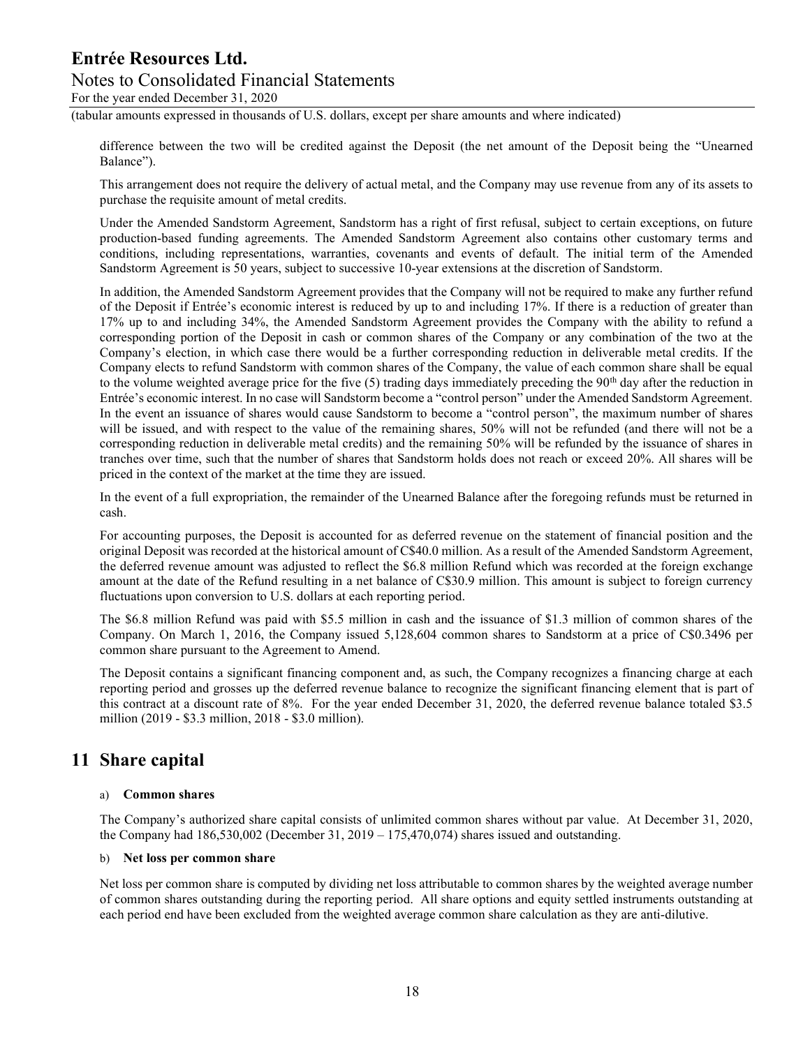difference between the two will be credited against the Deposit (the net amount of the Deposit being the "Unearned Balance").

This arrangement does not require the delivery of actual metal, and the Company may use revenue from any of its assets to purchase the requisite amount of metal credits.

Under the Amended Sandstorm Agreement, Sandstorm has a right of first refusal, subject to certain exceptions, on future production-based funding agreements. The Amended Sandstorm Agreement also contains other customary terms and conditions, including representations, warranties, covenants and events of default. The initial term of the Amended Sandstorm Agreement is 50 years, subject to successive 10-year extensions at the discretion of Sandstorm.

In addition, the Amended Sandstorm Agreement provides that the Company will not be required to make any further refund of the Deposit if Entrée's economic interest is reduced by up to and including 17%. If there is a reduction of greater than 17% up to and including 34%, the Amended Sandstorm Agreement provides the Company with the ability to refund a corresponding portion of the Deposit in cash or common shares of the Company or any combination of the two at the Company's election, in which case there would be a further corresponding reduction in deliverable metal credits. If the Company elects to refund Sandstorm with common shares of the Company, the value of each common share shall be equal to the volume weighted average price for the five (5) trading days immediately preceding the 90th day after the reduction in Entrée's economic interest. In no case will Sandstorm become a "control person" under the Amended Sandstorm Agreement. In the event an issuance of shares would cause Sandstorm to become a "control person", the maximum number of shares will be issued, and with respect to the value of the remaining shares, 50% will not be refunded (and there will not be a corresponding reduction in deliverable metal credits) and the remaining 50% will be refunded by the issuance of shares in tranches over time, such that the number of shares that Sandstorm holds does not reach or exceed 20%. All shares will be priced in the context of the market at the time they are issued.

In the event of a full expropriation, the remainder of the Unearned Balance after the foregoing refunds must be returned in cash.

For accounting purposes, the Deposit is accounted for as deferred revenue on the statement of financial position and the original Deposit was recorded at the historical amount of C$40.0 million. As a result of the Amended Sandstorm Agreement, the deferred revenue amount was adjusted to reflect the $6.8 million Refund which was recorded at the foreign exchange amount at the date of the Refund resulting in a net balance of C$30.9 million. This amount is subject to foreign currency fluctuations upon conversion to U.S. dollars at each reporting period.

The $6.8 million Refund was paid with $5.5 million in cash and the issuance of $1.3 million of common shares of the Company. On March 1, 2016, the Company issued 5,128,604 common shares to Sandstorm at a price of C$0.3496 per common share pursuant to the Agreement to Amend.

The Deposit contains a significant financing component and, as such, the Company recognizes a financing charge at each reporting period and grosses up the deferred revenue balance to recognize the significant financing element that is part of this contract at a discount rate of 8%. For the year ended December 31, 2020, the deferred revenue balance totaled $3.5 million (2019 - $3.3 million, 2018 - $3.0 million).

# 11 Share capital

a) **Common shares**

The Company's authorized share capital consists of unlimited common shares without par value. At December 31, 2020, the Company had 186,530,002 (December 31, 2019 – 175,470,074) shares issued and outstanding.

b) **Net loss per common share**

Net loss per common share is computed by dividing net loss attributable to common shares by the weighted average number of common shares outstanding during the reporting period. All share options and equity settled instruments outstanding at each period end have been excluded from the weighted average common share calculation as they are anti-dilutive.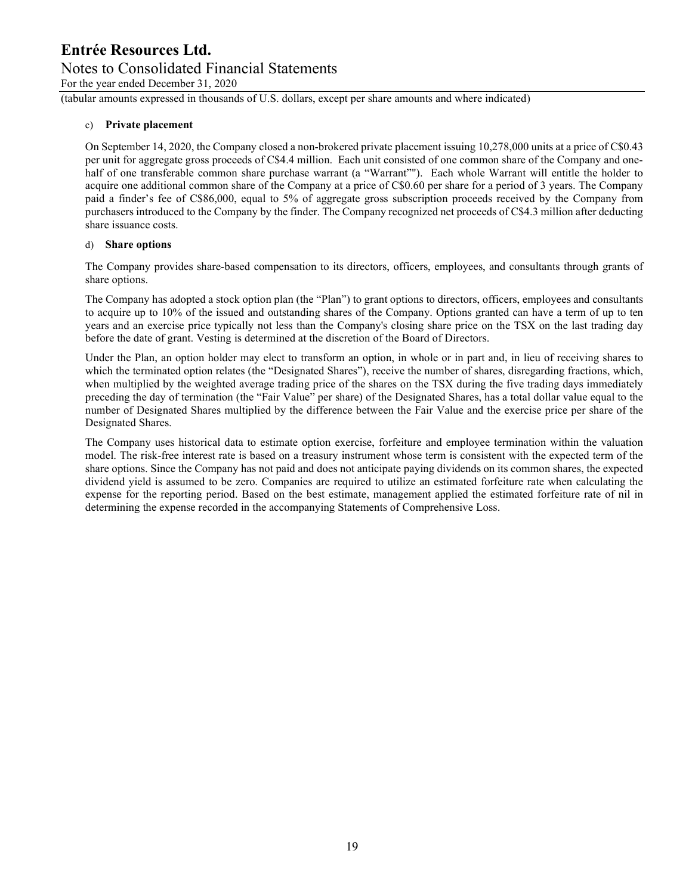c) **Private placement**

On September 14, 2020, the Company closed a non-brokered private placement issuing 10,278,000 units at a price of C$0.43 per unit for aggregate gross proceeds of C$4.4 million. Each unit consisted of one common share of the Company and one-half of one transferable common share purchase warrant (a "Warrant""). Each whole Warrant will entitle the holder to acquire one additional common share of the Company at a price of C$0.60 per share for a period of 3 years. The Company paid a finder's fee of C$86,000, equal to 5% of aggregate gross subscription proceeds received by the Company from purchasers introduced to the Company by the finder. The Company recognized net proceeds of C$4.3 million after deducting share issuance costs.

d) **Share options**

The Company provides share-based compensation to its directors, officers, employees, and consultants through grants of share options.

The Company has adopted a stock option plan (the "Plan") to grant options to directors, officers, employees and consultants to acquire up to 10% of the issued and outstanding shares of the Company. Options granted can have a term of up to ten years and an exercise price typically not less than the Company's closing share price on the TSX on the last trading day before the date of grant. Vesting is determined at the discretion of the Board of Directors.

Under the Plan, an option holder may elect to transform an option, in whole or in part and, in lieu of receiving shares to which the terminated option relates (the "Designated Shares"), receive the number of shares, disregarding fractions, which, when multiplied by the weighted average trading price of the shares on the TSX during the five trading days immediately preceding the day of termination (the "Fair Value" per share) of the Designated Shares, has a total dollar value equal to the number of Designated Shares multiplied by the difference between the Fair Value and the exercise price per share of the Designated Shares.

The Company uses historical data to estimate option exercise, forfeiture and employee termination within the valuation model. The risk-free interest rate is based on a treasury instrument whose term is consistent with the expected term of the share options. Since the Company has not paid and does not anticipate paying dividends on its common shares, the expected dividend yield is assumed to be zero. Companies are required to utilize an estimated forfeiture rate when calculating the expense for the reporting period. Based on the best estimate, management applied the estimated forfeiture rate of nil in determining the expense recorded in the accompanying Statements of Comprehensive Loss.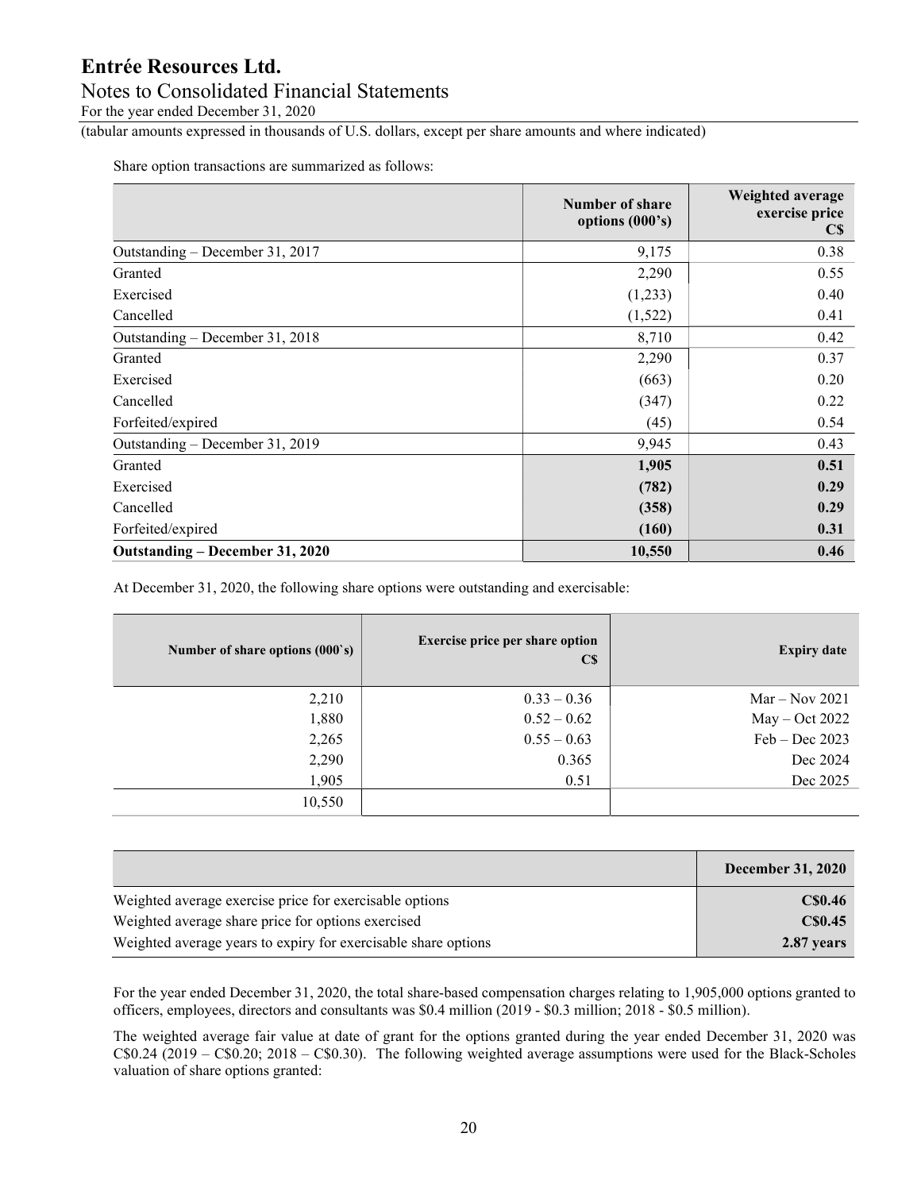Share option transactions are summarized as follows:

| | Number of share options (000's) | Weighted average exercise price C$ |
|---|---|---|
| Outstanding – December 31, 2017 | 9,175 | 0.38 |
| Granted | 2,290 | 0.55 |
| Exercised | (1,233) | 0.40 |
| Cancelled | (1,522) | 0.41 |
| Outstanding – December 31, 2018 | 8,710 | 0.42 |
| Granted | 2,290 | 0.37 |
| Exercised | (663) | 0.20 |
| Cancelled | (347) | 0.22 |
| Forfeited/expired | (45) | 0.54 |
| Outstanding – December 31, 2019 | 9,945 | 0.43 |
| Granted | **1,905** | **0.51** |
| Exercised | **(782)** | **0.29** |
| Cancelled | **(358)** | **0.29** |
| Forfeited/expired | **(160)** | **0.31** |
| **Outstanding – December 31, 2020** | **10,550** | **0.46** |

At December 31, 2020, the following share options were outstanding and exercisable:

| Number of share options (000`s) | Exercise price per share option C$ | Expiry date |
|---|---|---|
| 2,210 | 0.33 – 0.36 | Mar – Nov 2021 |
| 1,880 | 0.52 – 0.62 | May – Oct 2022 |
| 2,265 | 0.55 – 0.63 | Feb – Dec 2023 |
| 2,290 | 0.365 | Dec 2024 |
| 1,905 | 0.51 | Dec 2025 |
| 10,550 | | |

| | December 31, 2020 |
|---|---|
| Weighted average exercise price for exercisable options | **C$0.46** |
| Weighted average share price for options exercised | **C$0.45** |
| Weighted average years to expiry for exercisable share options | **2.87 years** |

For the year ended December 31, 2020, the total share-based compensation charges relating to 1,905,000 options granted to officers, employees, directors and consultants was $0.4 million (2019 - $0.3 million; 2018 - $0.5 million).

The weighted average fair value at date of grant for the options granted during the year ended December 31, 2020 was C$0.24 (2019 – C$0.20; 2018 – C$0.30). The following weighted average assumptions were used for the Black-Scholes valuation of share options granted: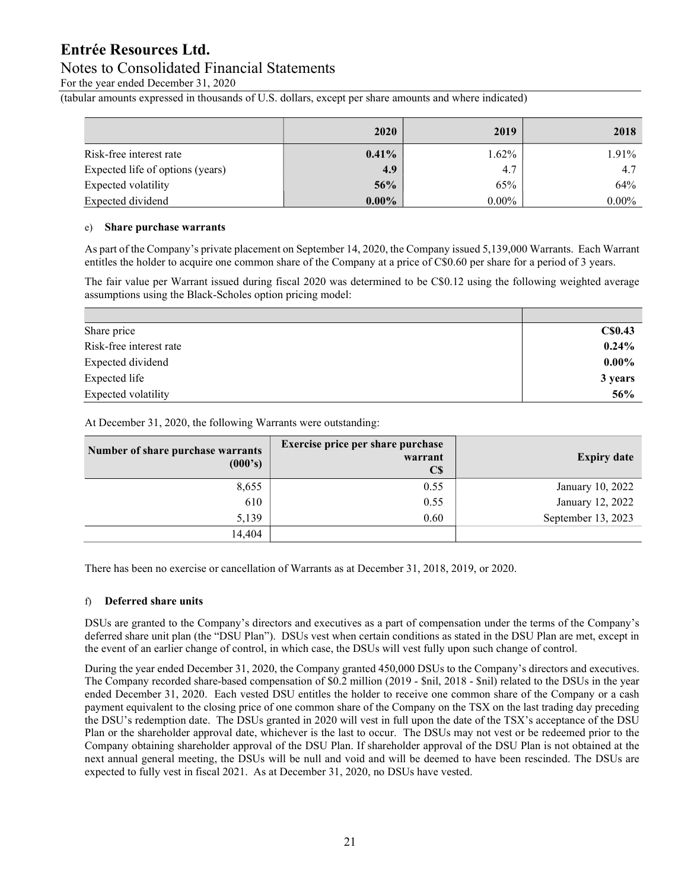| | 2020 | 2019 | 2018 |
|---|---|---|---|
| Risk-free interest rate | **0.41%** | 1.62% | 1.91% |
| Expected life of options (years) | **4.9** | 4.7 | 4.7 |
| Expected volatility | **56%** | 65% | 64% |
| Expected dividend | **0.00%** | 0.00% | 0.00% |

e) **Share purchase warrants**

As part of the Company's private placement on September 14, 2020, the Company issued 5,139,000 Warrants. Each Warrant entitles the holder to acquire one common share of the Company at a price of C$0.60 per share for a period of 3 years.

The fair value per Warrant issued during fiscal 2020 was determined to be C$0.12 using the following weighted average assumptions using the Black-Scholes option pricing model:

| | |
|---|---|
| Share price | **C$0.43** |
| Risk-free interest rate | **0.24%** |
| Expected dividend | **0.00%** |
| Expected life | **3 years** |
| Expected volatility | **56%** |

At December 31, 2020, the following Warrants were outstanding:

| Number of share purchase warrants (000's) | Exercise price per share purchase warrant C$ | Expiry date |
|---|---|---|
| 8,655 | 0.55 | January 10, 2022 |
| 610 | 0.55 | January 12, 2022 |
| 5,139 | 0.60 | September 13, 2023 |
| 14,404 | | |

There has been no exercise or cancellation of Warrants as at December 31, 2018, 2019, or 2020.

f) **Deferred share units**

DSUs are granted to the Company's directors and executives as a part of compensation under the terms of the Company's deferred share unit plan (the "DSU Plan"). DSUs vest when certain conditions as stated in the DSU Plan are met, except in the event of an earlier change of control, in which case, the DSUs will vest fully upon such change of control.

During the year ended December 31, 2020, the Company granted 450,000 DSUs to the Company's directors and executives. The Company recorded share-based compensation of $0.2 million (2019 - $nil, 2018 - $nil) related to the DSUs in the year ended December 31, 2020. Each vested DSU entitles the holder to receive one common share of the Company or a cash payment equivalent to the closing price of one common share of the Company on the TSX on the last trading day preceding the DSU's redemption date. The DSUs granted in 2020 will vest in full upon the date of the TSX's acceptance of the DSU Plan or the shareholder approval date, whichever is the last to occur. The DSUs may not vest or be redeemed prior to the Company obtaining shareholder approval of the DSU Plan. If shareholder approval of the DSU Plan is not obtained at the next annual general meeting, the DSUs will be null and void and will be deemed to have been rescinded. The DSUs are expected to fully vest in fiscal 2021. As at December 31, 2020, no DSUs have vested.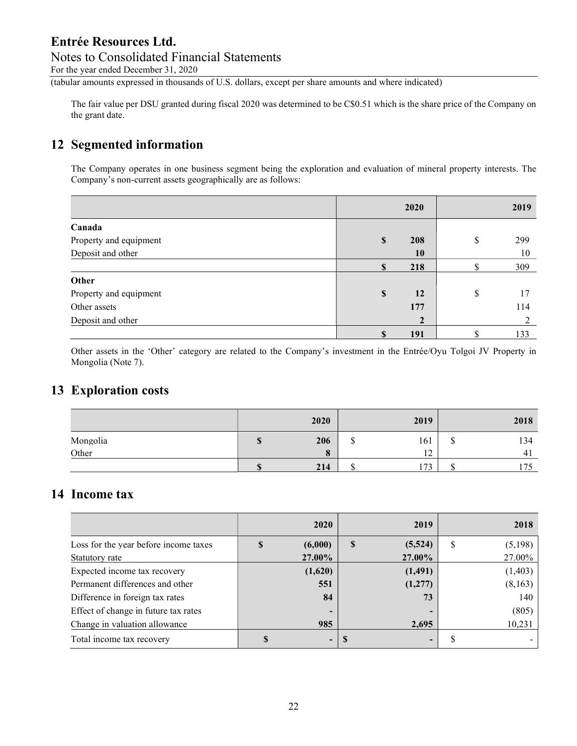The fair value per DSU granted during fiscal 2020 was determined to be C$0.51 which is the share price of the Company on the grant date.

## 12 Segmented information

The Company operates in one business segment being the exploration and evaluation of mineral property interests. The Company's non-current assets geographically are as follows:

| | 2020 | 2019 |
|---|---|---|
| **Canada** | | |
| Property and equipment | $ 208 | $ 299 |
| Deposit and other | 10 | 10 |
| | $ 218 | $ 309 |
| **Other** | | |
| Property and equipment | $ 12 | $ 17 |
| Other assets | 177 | 114 |
| Deposit and other | 2 | 2 |
| | $ 191 | $ 133 |

Other assets in the 'Other' category are related to the Company's investment in the Entrée/Oyu Tolgoi JV Property in Mongolia (Note 7).

## 13 Exploration costs

| | 2020 | 2019 | 2018 |
|---|---|---|---|
| Mongolia | $ 206 | $ 161 | $ 134 |
| Other | 8 | 12 | 41 |
| | $ 214 | $ 173 | $ 175 |

## 14 Income tax

| | 2020 | 2019 | 2018 |
|---|---|---|---|
| Loss for the year before income taxes | $ (6,000) | $ (5,524) | $ (5,198) |
| Statutory rate | 27.00% | 27.00% | 27.00% |
| Expected income tax recovery | (1,620) | (1,491) | (1,403) |
| Permanent differences and other | 551 | (1,277) | (8,163) |
| Difference in foreign tax rates | 84 | 73 | 140 |
| Effect of change in future tax rates | - | - | (805) |
| Change in valuation allowance | 985 | 2,695 | 10,231 |
| Total income tax recovery | $ - | $ - | $ - |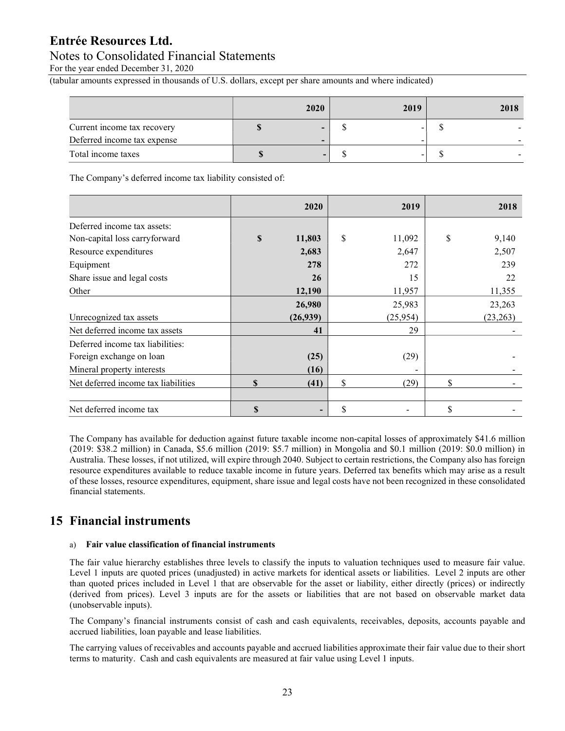| | 2020 | 2019 | 2018 |
|---|---|---|---|
| Current income tax recovery | **$ -** | $ - | $ - |
| Deferred income tax expense | **-** | - | - |
| Total income taxes | **$ -** | $ - | $ - |

The Company's deferred income tax liability consisted of:

| | 2020 | 2019 | 2018 |
|---|---|---|---|
| Deferred income tax assets: | | | |
| Non-capital loss carryforward | **$ 11,803** | $ 11,092 | $ 9,140 |
| Resource expenditures | **2,683** | 2,647 | 2,507 |
| Equipment | **278** | 272 | 239 |
| Share issue and legal costs | **26** | 15 | 22 |
| Other | **12,190** | 11,957 | 11,355 |
| | **26,980** | 25,983 | 23,263 |
| Unrecognized tax assets | **(26,939)** | (25,954) | (23,263) |
| Net deferred income tax assets | **41** | 29 | - |
| Deferred income tax liabilities: | | | |
| Foreign exchange on loan | **(25)** | (29) | - |
| Mineral property interests | **(16)** | - | - |
| Net deferred income tax liabilities | **$ (41)** | $ (29) | $ - |
| | | | |
| Net deferred income tax | **$ -** | $ - | $ - |

The Company has available for deduction against future taxable income non-capital losses of approximately $41.6 million (2019: $38.2 million) in Canada, $5.6 million (2019: $5.7 million) in Mongolia and $0.1 million (2019: $0.0 million) in Australia. These losses, if not utilized, will expire through 2040. Subject to certain restrictions, the Company also has foreign resource expenditures available to reduce taxable income in future years. Deferred tax benefits which may arise as a result of these losses, resource expenditures, equipment, share issue and legal costs have not been recognized in these consolidated financial statements.

# 15 Financial instruments

a) **Fair value classification of financial instruments**

The fair value hierarchy establishes three levels to classify the inputs to valuation techniques used to measure fair value. Level 1 inputs are quoted prices (unadjusted) in active markets for identical assets or liabilities. Level 2 inputs are other than quoted prices included in Level 1 that are observable for the asset or liability, either directly (prices) or indirectly (derived from prices). Level 3 inputs are for the assets or liabilities that are not based on observable market data (unobservable inputs).

The Company's financial instruments consist of cash and cash equivalents, receivables, deposits, accounts payable and accrued liabilities, loan payable and lease liabilities.

The carrying values of receivables and accounts payable and accrued liabilities approximate their fair value due to their short terms to maturity. Cash and cash equivalents are measured at fair value using Level 1 inputs.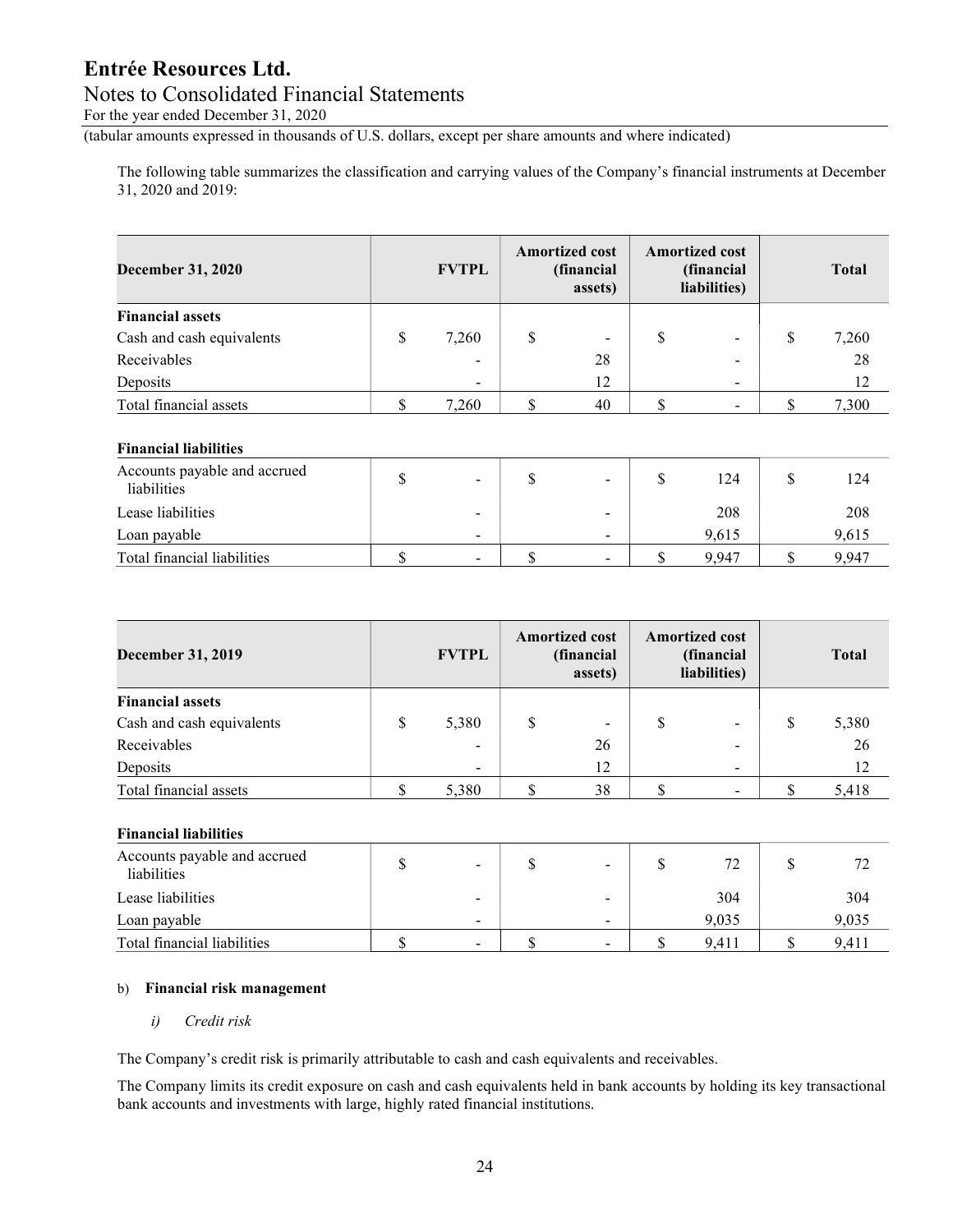The following table summarizes the classification and carrying values of the Company's financial instruments at December 31, 2020 and 2019:

| December 31, 2020 | FVTPL | Amortized cost (financial assets) | Amortized cost (financial liabilities) | Total |
|---|---|---|---|---|
| **Financial assets** | | | | |
| Cash and cash equivalents | $ 7,260 | $ - | $ - | $ 7,260 |
| Receivables | - | 28 | - | 28 |
| Deposits | - | 12 | - | 12 |
| Total financial assets | $ 7,260 | $ 40 | $ - | $ 7,300 |
| | | | | |
| **Financial liabilities** | | | | |
| Accounts payable and accrued liabilities | $ - | $ - | $ 124 | $ 124 |
| Lease liabilities | - | - | 208 | 208 |
| Loan payable | - | - | 9,615 | 9,615 |
| Total financial liabilities | $ - | $ - | $ 9,947 | $ 9,947 |

| December 31, 2019 | FVTPL | Amortized cost (financial assets) | Amortized cost (financial liabilities) | Total |
|---|---|---|---|---|
| **Financial assets** | | | | |
| Cash and cash equivalents | $ 5,380 | $ - | $ - | $ 5,380 |
| Receivables | - | 26 | - | 26 |
| Deposits | - | 12 | - | 12 |
| Total financial assets | $ 5,380 | $ 38 | $ - | $ 5,418 |
| | | | | |
| **Financial liabilities** | | | | |
| Accounts payable and accrued liabilities | $ - | $ - | $ 72 | $ 72 |
| Lease liabilities | - | - | 304 | 304 |
| Loan payable | - | - | 9,035 | 9,035 |
| Total financial liabilities | $ - | $ - | $ 9,411 | $ 9,411 |

b) **Financial risk management**

*i) Credit risk*

The Company's credit risk is primarily attributable to cash and cash equivalents and receivables.

The Company limits its credit exposure on cash and cash equivalents held in bank accounts by holding its key transactional bank accounts and investments with large, highly rated financial institutions.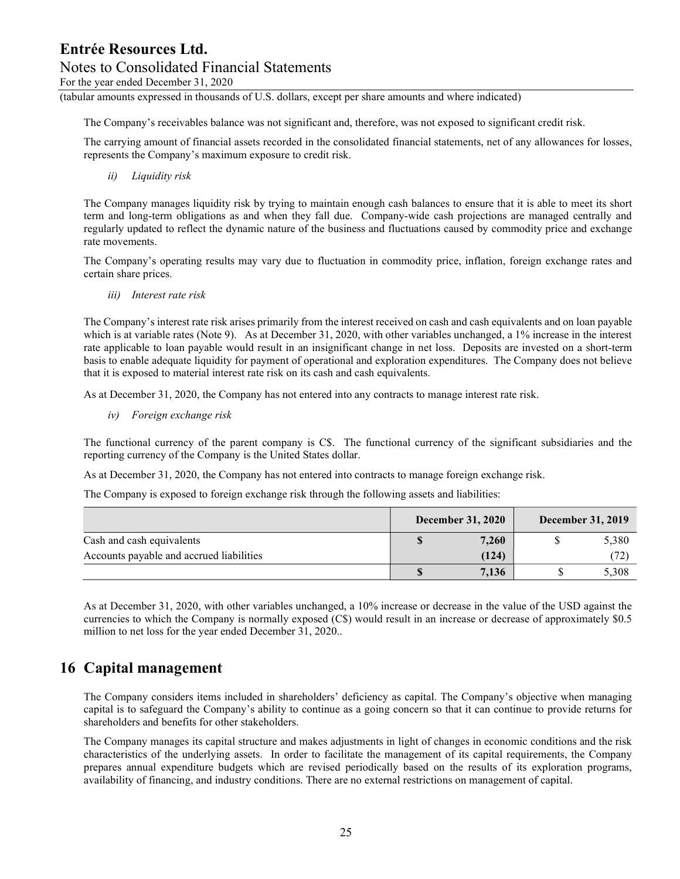The Company's receivables balance was not significant and, therefore, was not exposed to significant credit risk.

The carrying amount of financial assets recorded in the consolidated financial statements, net of any allowances for losses, represents the Company's maximum exposure to credit risk.

*ii) Liquidity risk*

The Company manages liquidity risk by trying to maintain enough cash balances to ensure that it is able to meet its short term and long-term obligations as and when they fall due. Company-wide cash projections are managed centrally and regularly updated to reflect the dynamic nature of the business and fluctuations caused by commodity price and exchange rate movements.

The Company's operating results may vary due to fluctuation in commodity price, inflation, foreign exchange rates and certain share prices.

*iii) Interest rate risk*

The Company's interest rate risk arises primarily from the interest received on cash and cash equivalents and on loan payable which is at variable rates (Note 9). As at December 31, 2020, with other variables unchanged, a 1% increase in the interest rate applicable to loan payable would result in an insignificant change in net loss. Deposits are invested on a short-term basis to enable adequate liquidity for payment of operational and exploration expenditures. The Company does not believe that it is exposed to material interest rate risk on its cash and cash equivalents.

As at December 31, 2020, the Company has not entered into any contracts to manage interest rate risk.

*iv) Foreign exchange risk*

The functional currency of the parent company is C$. The functional currency of the significant subsidiaries and the reporting currency of the Company is the United States dollar.

As at December 31, 2020, the Company has not entered into contracts to manage foreign exchange risk.

The Company is exposed to foreign exchange risk through the following assets and liabilities:

| | December 31, 2020 | December 31, 2019 |
|---|---|---|
| Cash and cash equivalents | **$ 7,260** | $ 5,380 |
| Accounts payable and accrued liabilities | **(124)** | (72) |
| | **$ 7,136** | $ 5,308 |

As at December 31, 2020, with other variables unchanged, a 10% increase or decrease in the value of the USD against the currencies to which the Company is normally exposed (C$) would result in an increase or decrease of approximately $0.5 million to net loss for the year ended December 31, 2020..

# 16 Capital management

The Company considers items included in shareholders' deficiency as capital. The Company's objective when managing capital is to safeguard the Company's ability to continue as a going concern so that it can continue to provide returns for shareholders and benefits for other stakeholders.

The Company manages its capital structure and makes adjustments in light of changes in economic conditions and the risk characteristics of the underlying assets. In order to facilitate the management of its capital requirements, the Company prepares annual expenditure budgets which are revised periodically based on the results of its exploration programs, availability of financing, and industry conditions. There are no external restrictions on management of capital.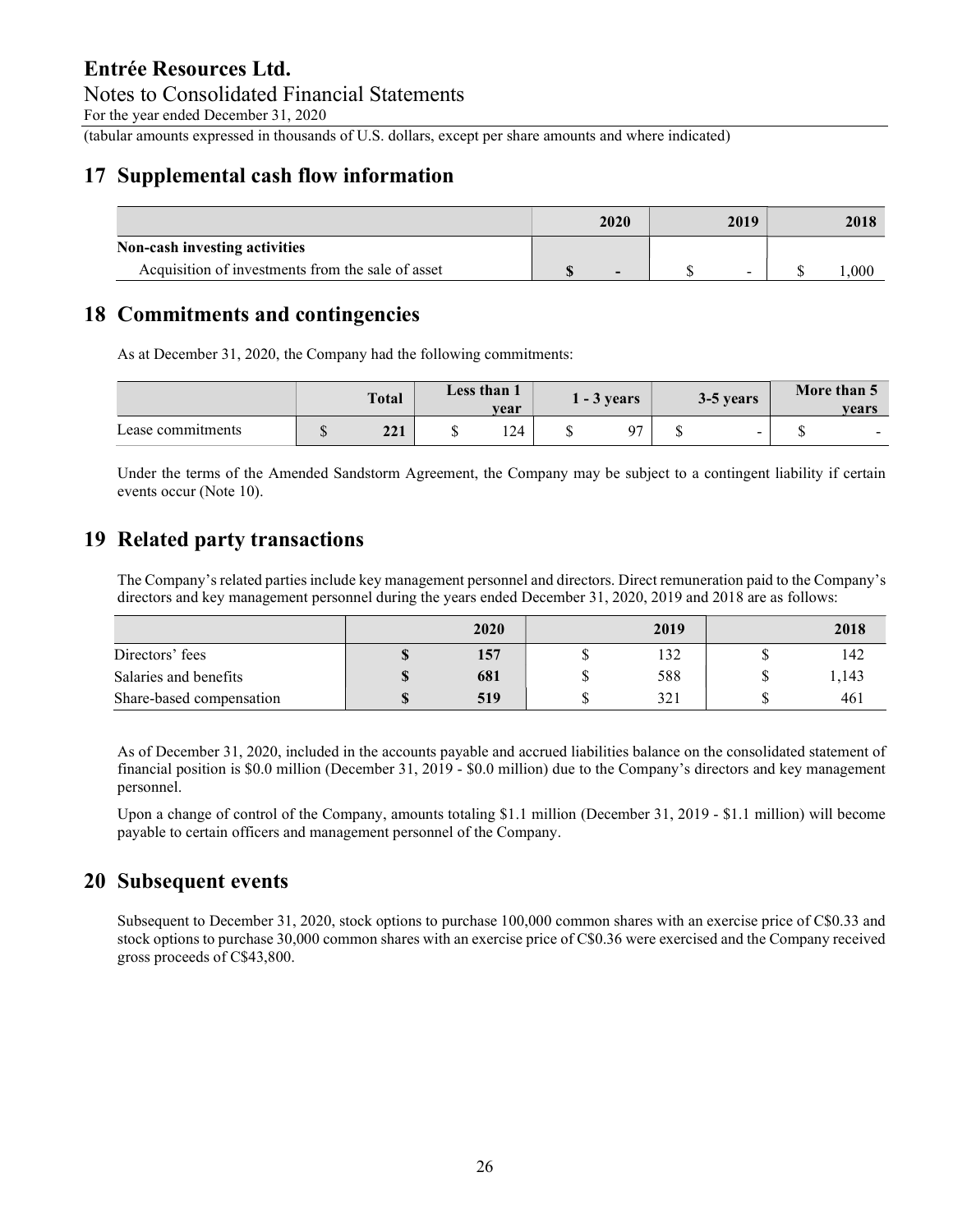# Entrée Resources Ltd.

Notes to Consolidated Financial Statements

For the year ended December 31, 2020

(tabular amounts expressed in thousands of U.S. dollars, except per share amounts and where indicated)

## 17 Supplemental cash flow information

| | 2020 | 2019 | 2018 |
|---|---|---|---|
| **Non-cash investing activities** | | | |
| Acquisition of investments from the sale of asset | **$ -** | $ - | $ 1,000 |

## 18 Commitments and contingencies

As at December 31, 2020, the Company had the following commitments:

| | Total | Less than 1 year | 1 - 3 years | 3-5 years | More than 5 years |
|---|---|---|---|---|---|
| Lease commitments | $ **221** | $ 124 | $ 97 | $ - | $ - |

Under the terms of the Amended Sandstorm Agreement, the Company may be subject to a contingent liability if certain events occur (Note 10).

## 19 Related party transactions

The Company's related parties include key management personnel and directors. Direct remuneration paid to the Company's directors and key management personnel during the years ended December 31, 2020, 2019 and 2018 are as follows:

| | 2020 | 2019 | 2018 |
|---|---|---|---|
| Directors' fees | **$ 157** | $ 132 | $ 142 |
| Salaries and benefits | **$ 681** | $ 588 | $ 1,143 |
| Share-based compensation | **$ 519** | $ 321 | $ 461 |

As of December 31, 2020, included in the accounts payable and accrued liabilities balance on the consolidated statement of financial position is $0.0 million (December 31, 2019 - $0.0 million) due to the Company's directors and key management personnel.

Upon a change of control of the Company, amounts totaling $1.1 million (December 31, 2019 - $1.1 million) will become payable to certain officers and management personnel of the Company.

## 20 Subsequent events

Subsequent to December 31, 2020, stock options to purchase 100,000 common shares with an exercise price of C$0.33 and stock options to purchase 30,000 common shares with an exercise price of C$0.36 were exercised and the Company received gross proceeds of C$43,800.